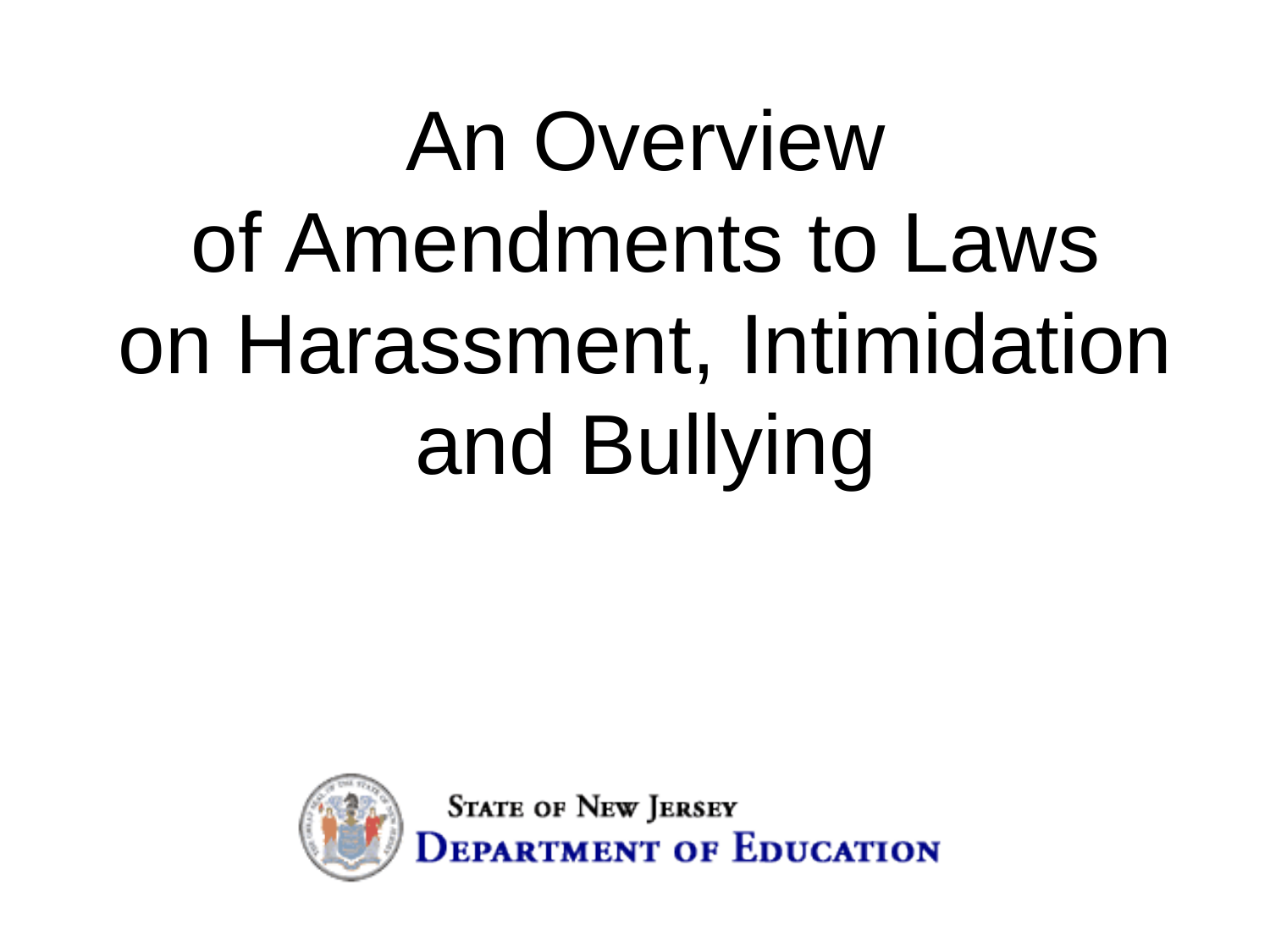# An Overview of Amendments to Laws on Harassment, Intimidation and Bullying

STATE OF NEW JERSEY
DEPARTMENT OF EDUCATION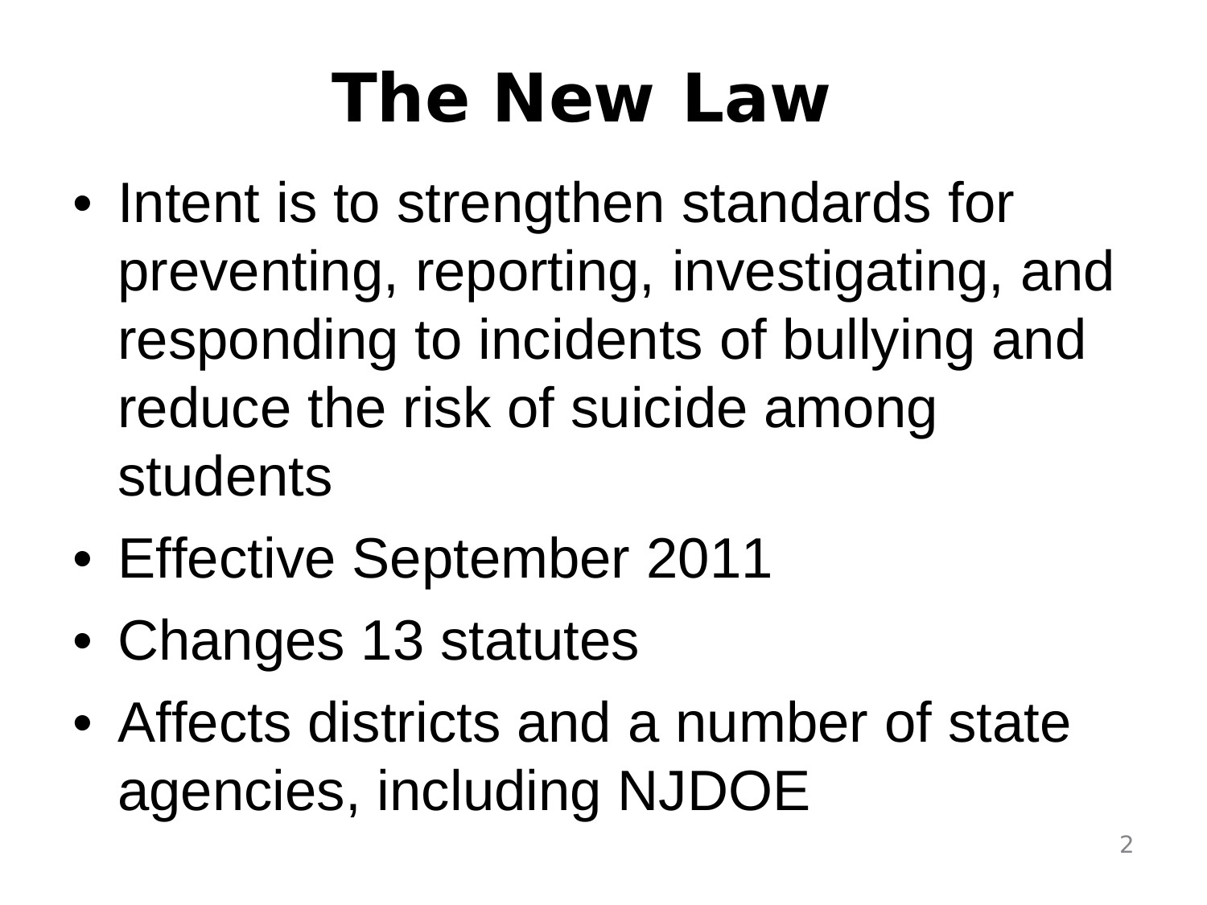# The New Law

- Intent is to strengthen standards for preventing, reporting, investigating, and responding to incidents of bullying and reduce the risk of suicide among students
- Effective September 2011
- Changes 13 statutes
- Affects districts and a number of state agencies, including NJDOE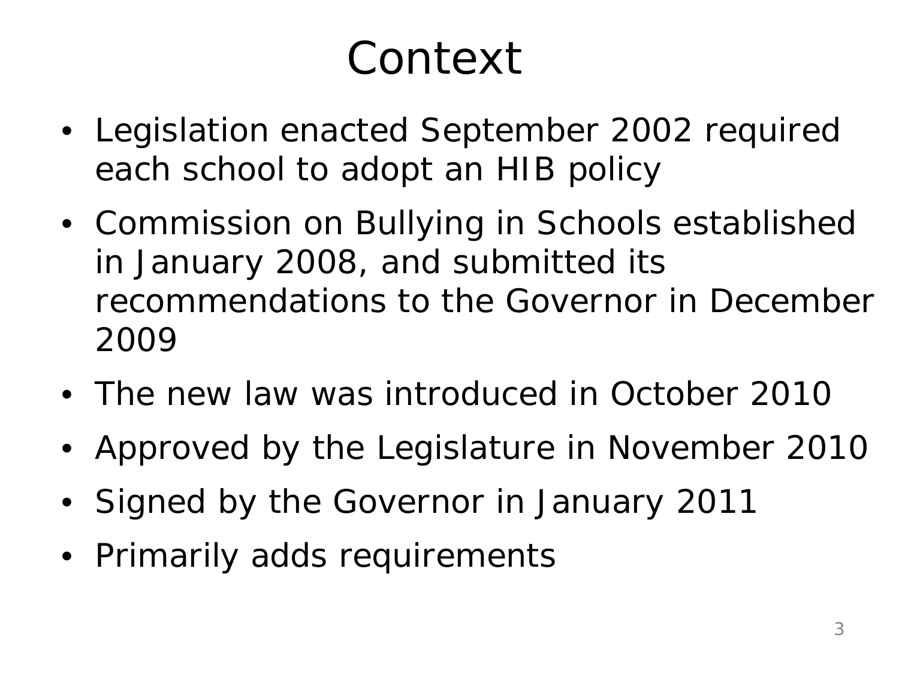# Context

- Legislation enacted September 2002 required each school to adopt an HIB policy
- Commission on Bullying in Schools established in January 2008, and submitted its recommendations to the Governor in December 2009
- The new law was introduced in October 2010
- Approved by the Legislature in November 2010
- Signed by the Governor in January 2011
- Primarily adds requirements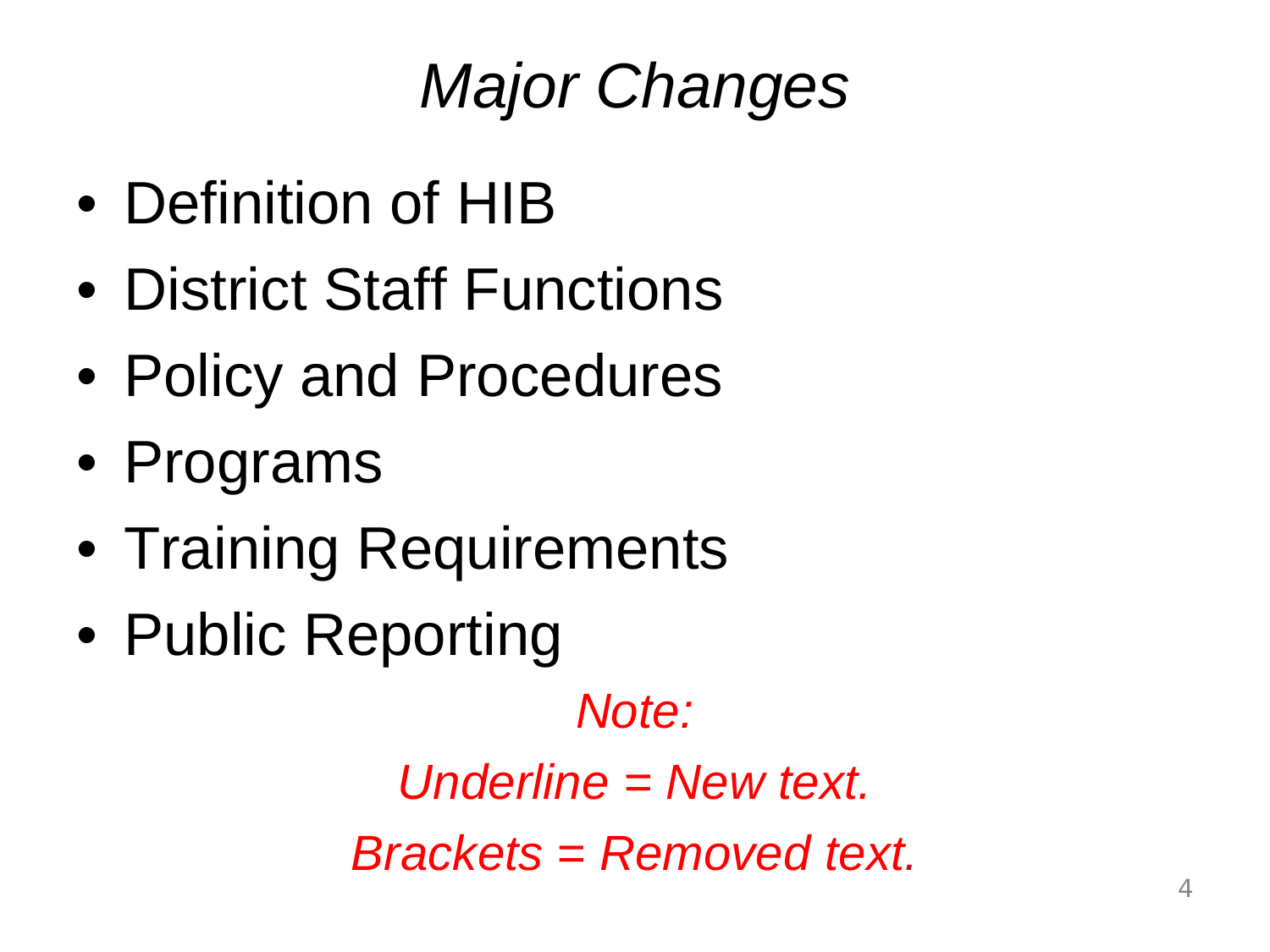# *Major Changes*

- Definition of HIB
- District Staff Functions
- Policy and Procedures
- Programs
- Training Requirements
- Public Reporting

*Note:*

*Underline = New text.*

*Brackets = Removed text.*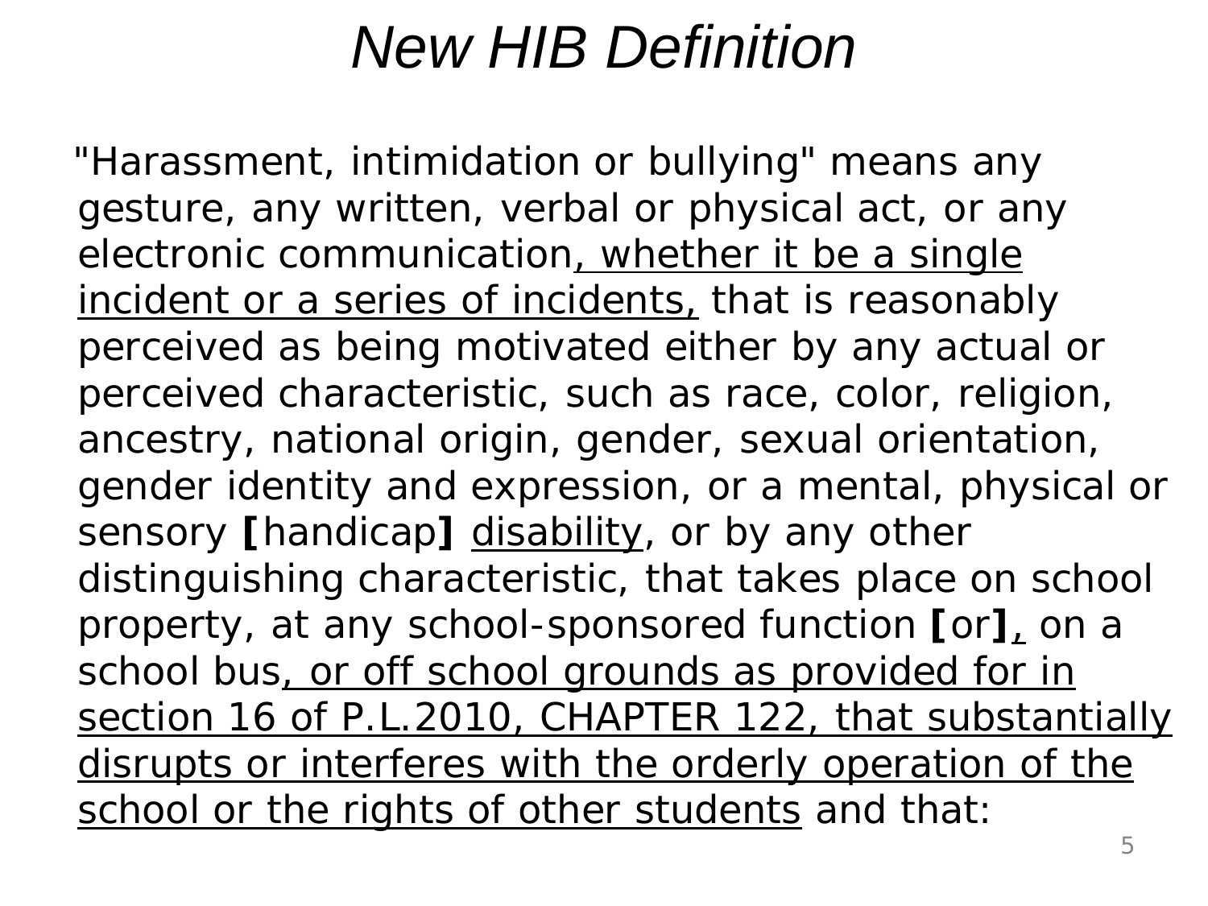# *New HIB Definition*

"Harassment, intimidation or bullying" means any gesture, any written, verbal or physical act, or any electronic communication<u>, whether it be a single incident or a series of incidents,</u> that is reasonably perceived as being motivated either by any actual or perceived characteristic, such as race, color, religion, ancestry, national origin, gender, sexual orientation, gender identity and expression, or a mental, physical or sensory **[**handicap**]** <u>disability</u>, or by any other distinguishing characteristic, that takes place on school property, at any school-sponsored function **[**or**]**<u>,</u> on a school bus<u>, or off school grounds as provided for in section 16 of P.L.2010, CHAPTER 122, that substantially disrupts or interferes with the orderly operation of the school or the rights of other students</u> and that: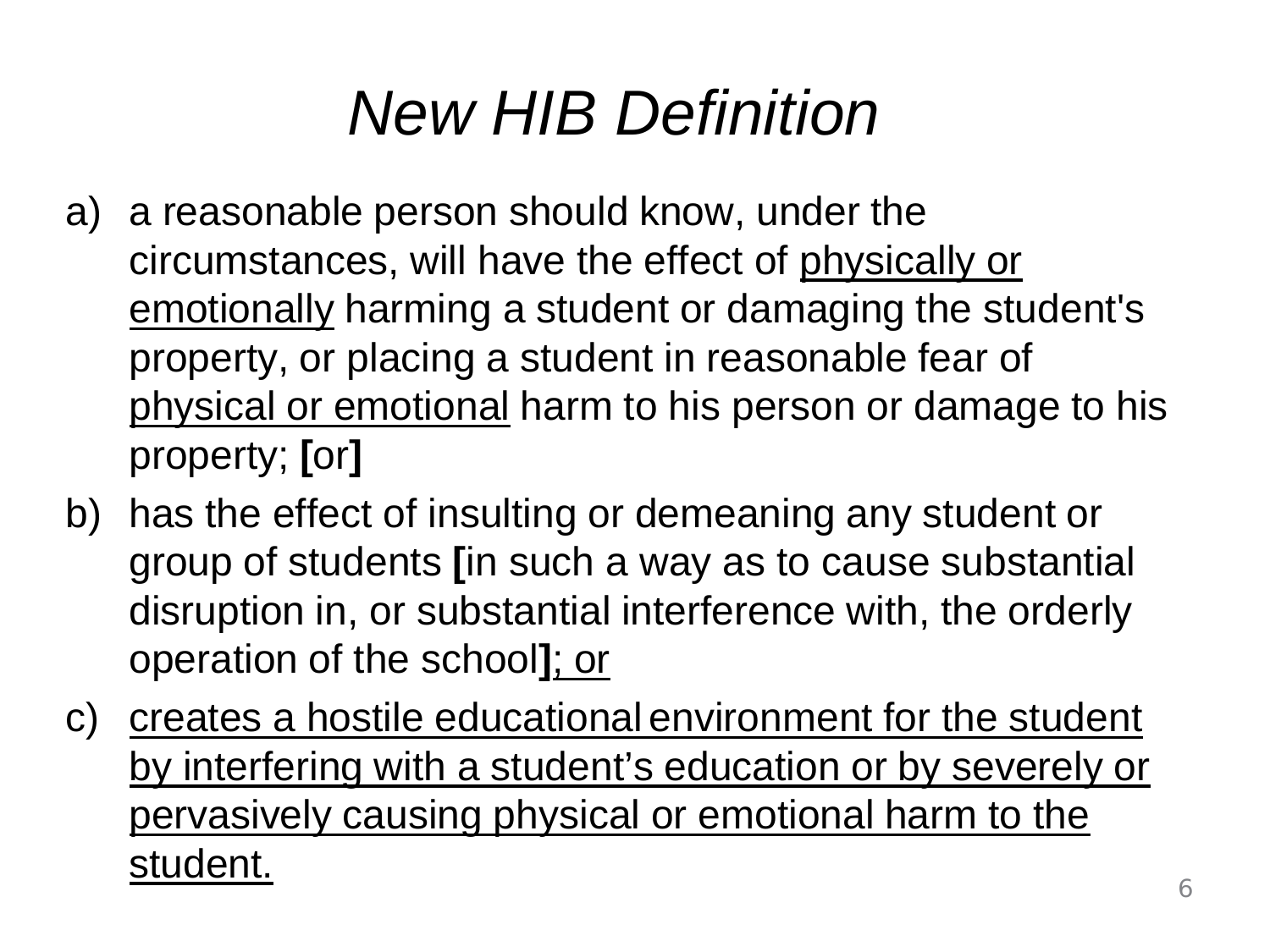# *New HIB Definition*

a) a reasonable person should know, under the circumstances, will have the effect of <u>physically or emotionally</u> harming a student or damaging the student's property, or placing a student in reasonable fear of <u>physical or emotional</u> harm to his person or damage to his property; **[**or**]**

b) has the effect of insulting or demeaning any student or group of students **[**in such a way as to cause substantial disruption in, or substantial interference with, the orderly operation of the school**]**<u>; or</u>

c) <u>creates a hostile educational environment for the student by interfering with a student's education or by severely or pervasively causing physical or emotional harm to the student.</u>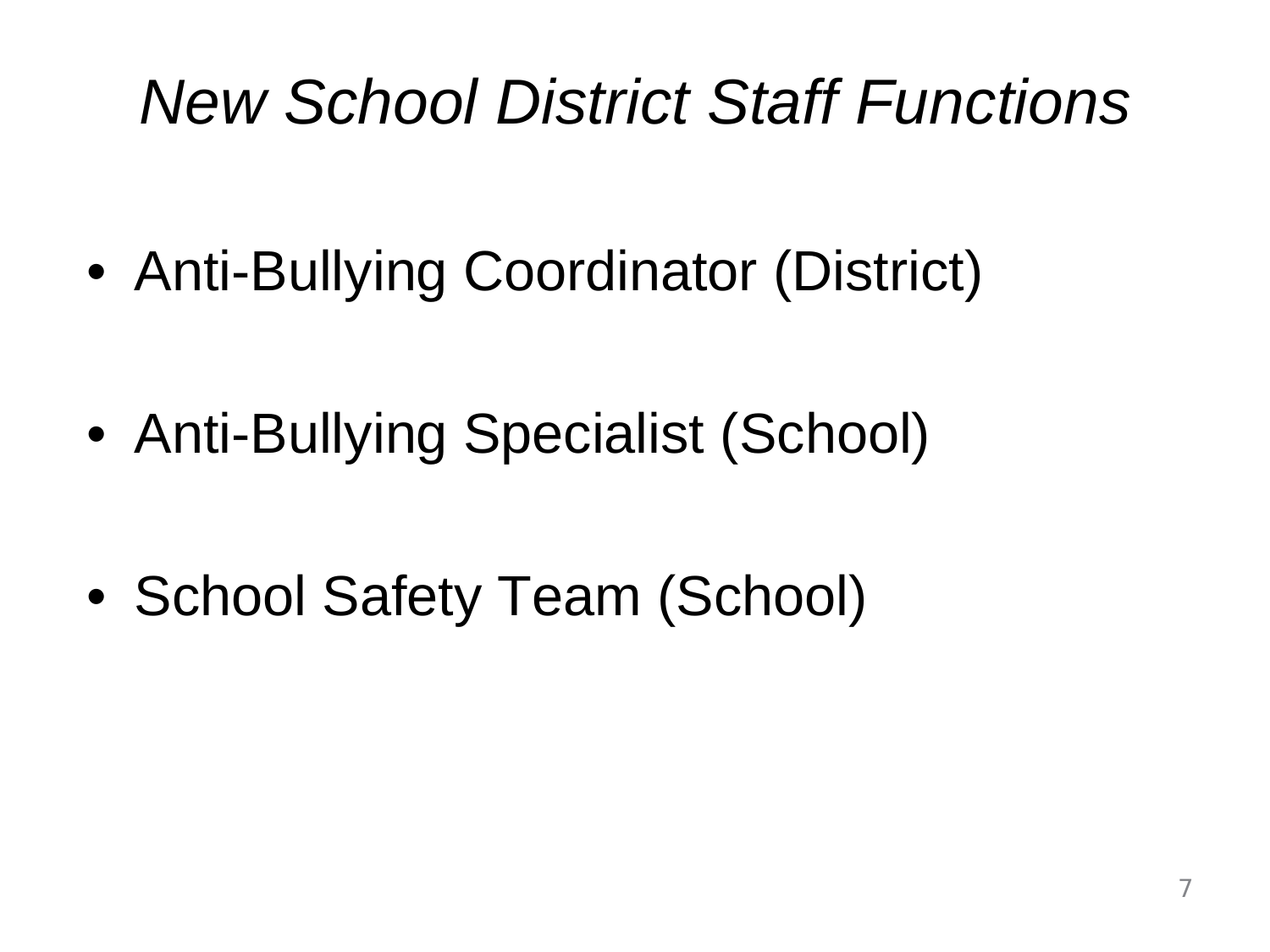# *New School District Staff Functions*

- Anti-Bullying Coordinator (District)
- Anti-Bullying Specialist (School)
- School Safety Team (School)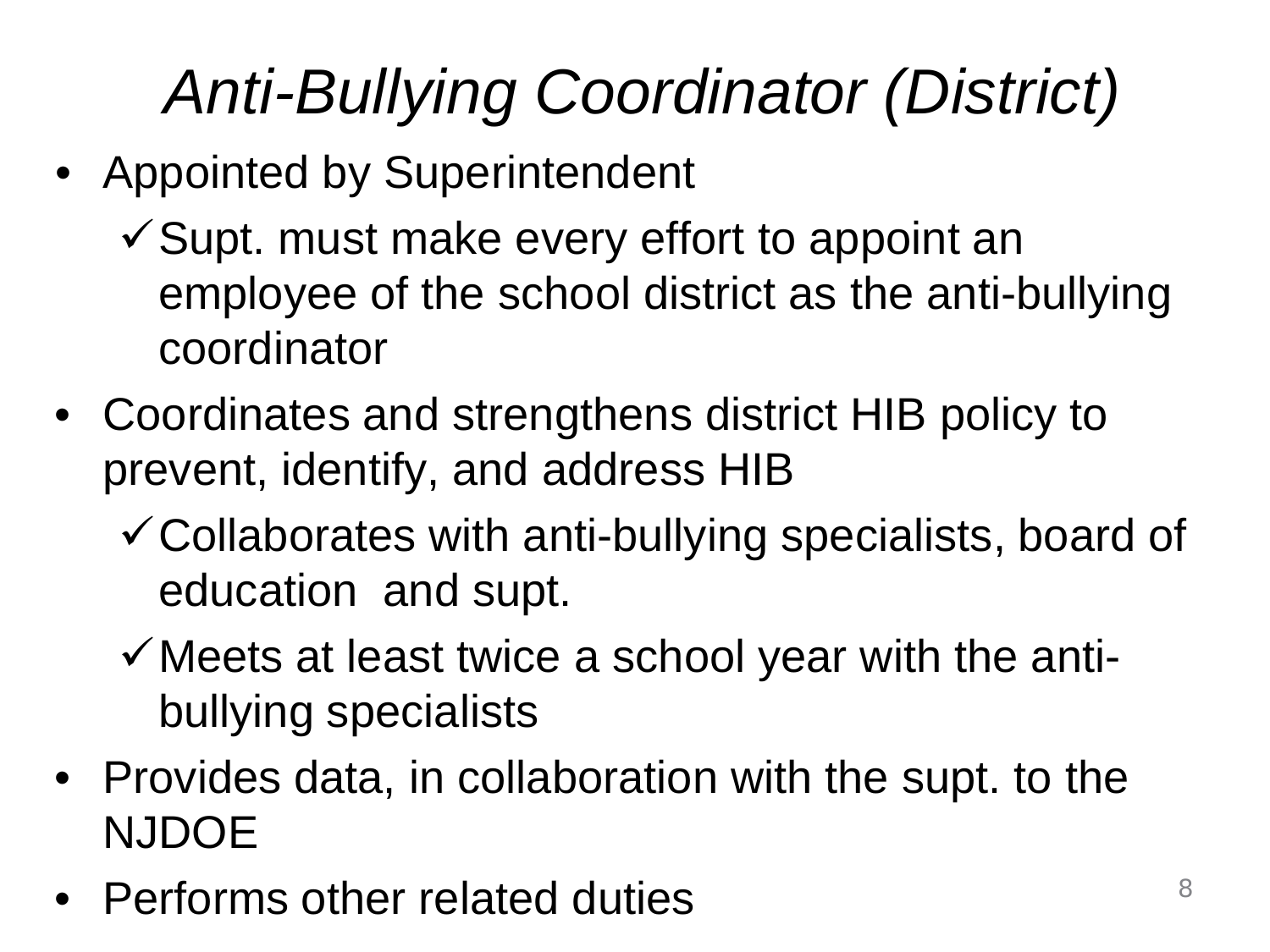# *Anti-Bullying Coordinator (District)*

- Appointed by Superintendent
  - ✓ Supt. must make every effort to appoint an employee of the school district as the anti-bullying coordinator
- Coordinates and strengthens district HIB policy to prevent, identify, and address HIB
  - ✓ Collaborates with anti-bullying specialists, board of education and supt.
  - ✓ Meets at least twice a school year with the anti-bullying specialists
- Provides data, in collaboration with the supt. to the NJDOE
- Performs other related duties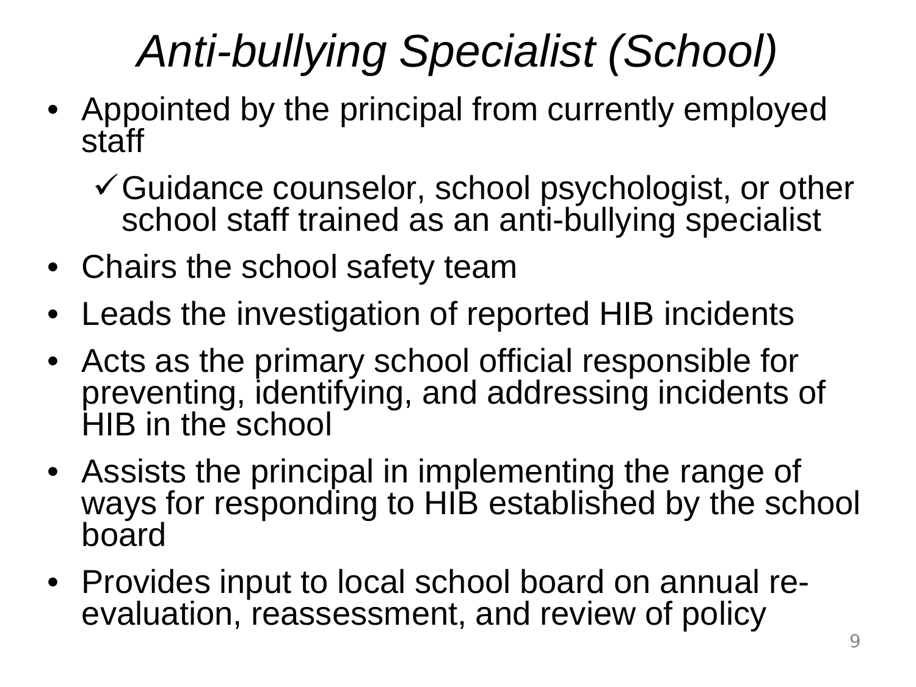# *Anti-bullying Specialist (School)*

- Appointed by the principal from currently employed staff
  - ✓ Guidance counselor, school psychologist, or other school staff trained as an anti-bullying specialist
- Chairs the school safety team
- Leads the investigation of reported HIB incidents
- Acts as the primary school official responsible for preventing, identifying, and addressing incidents of HIB in the school
- Assists the principal in implementing the range of ways for responding to HIB established by the school board
- Provides input to local school board on annual re-evaluation, reassessment, and review of policy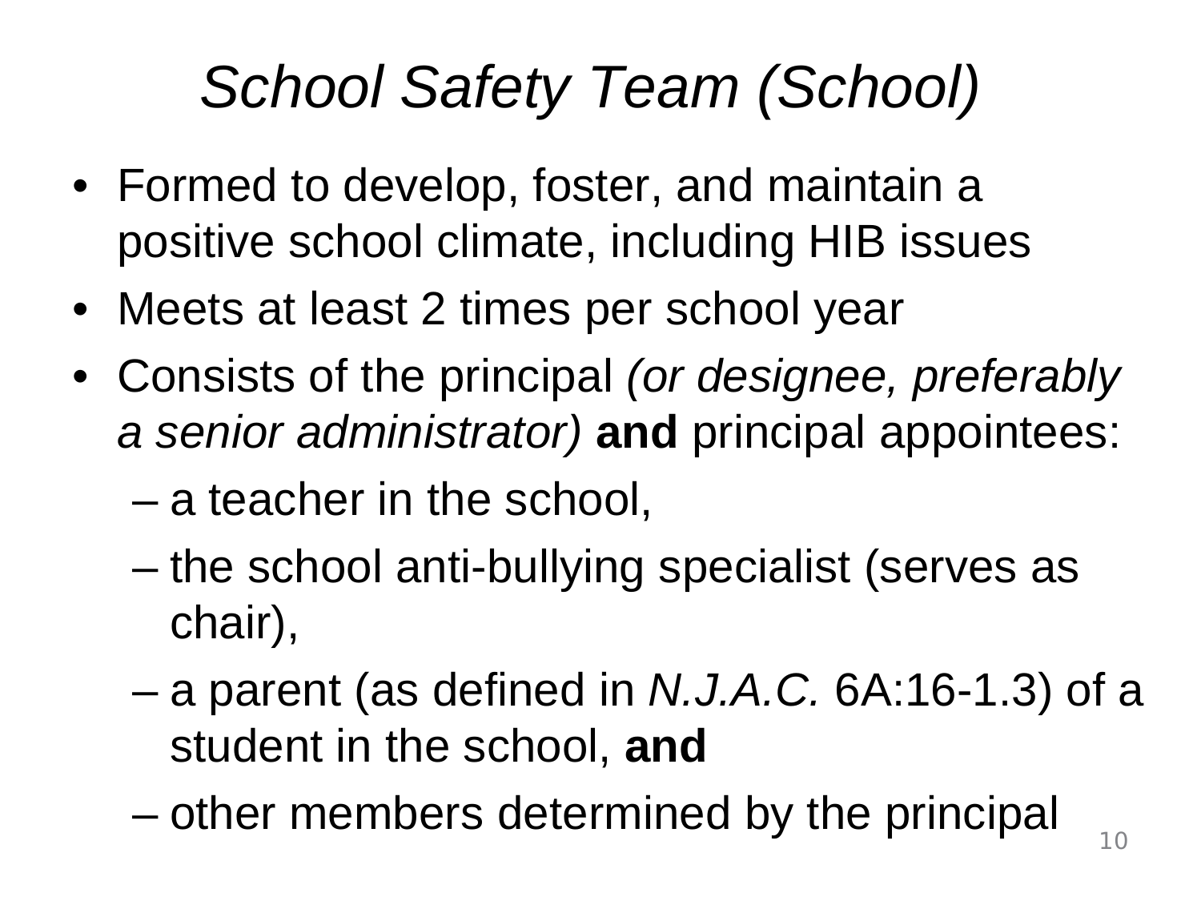# *School Safety Team (School)*

- Formed to develop, foster, and maintain a positive school climate, including HIB issues
- Meets at least 2 times per school year
- Consists of the principal *(or designee, preferably a senior administrator)* **and** principal appointees:
  - a teacher in the school,
  - the school anti-bullying specialist (serves as chair),
  - a parent (as defined in *N.J.A.C.* 6A:16-1.3) of a student in the school, **and**
  - other members determined by the principal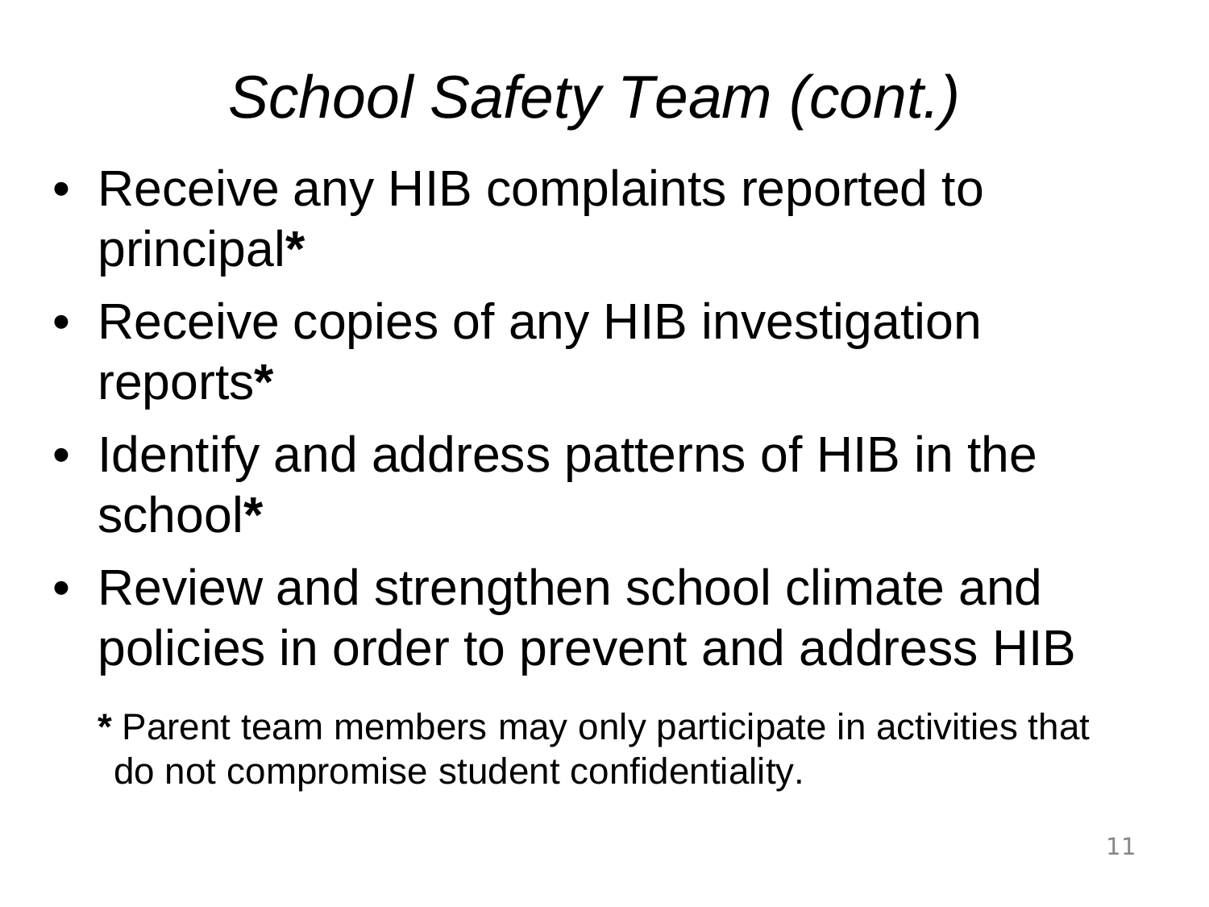# *School Safety Team (cont.)*

- Receive any HIB complaints reported to principal**\***
- Receive copies of any HIB investigation reports**\***
- Identify and address patterns of HIB in the school**\***
- Review and strengthen school climate and policies in order to prevent and address HIB

**\*** Parent team members may only participate in activities that do not compromise student confidentiality.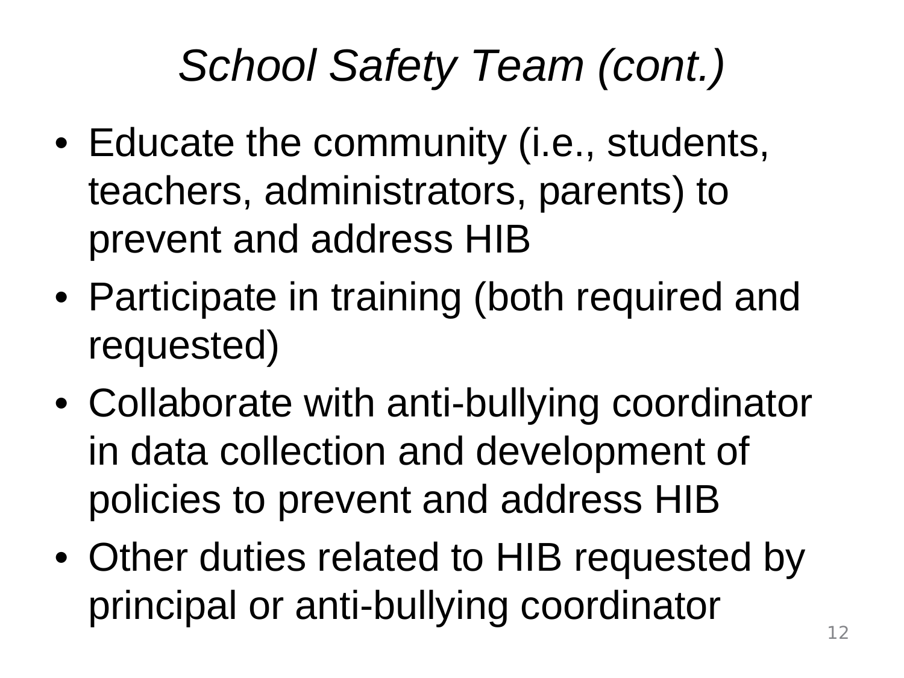# *School Safety Team (cont.)*

- Educate the community (i.e., students, teachers, administrators, parents) to prevent and address HIB
- Participate in training (both required and requested)
- Collaborate with anti-bullying coordinator in data collection and development of policies to prevent and address HIB
- Other duties related to HIB requested by principal or anti-bullying coordinator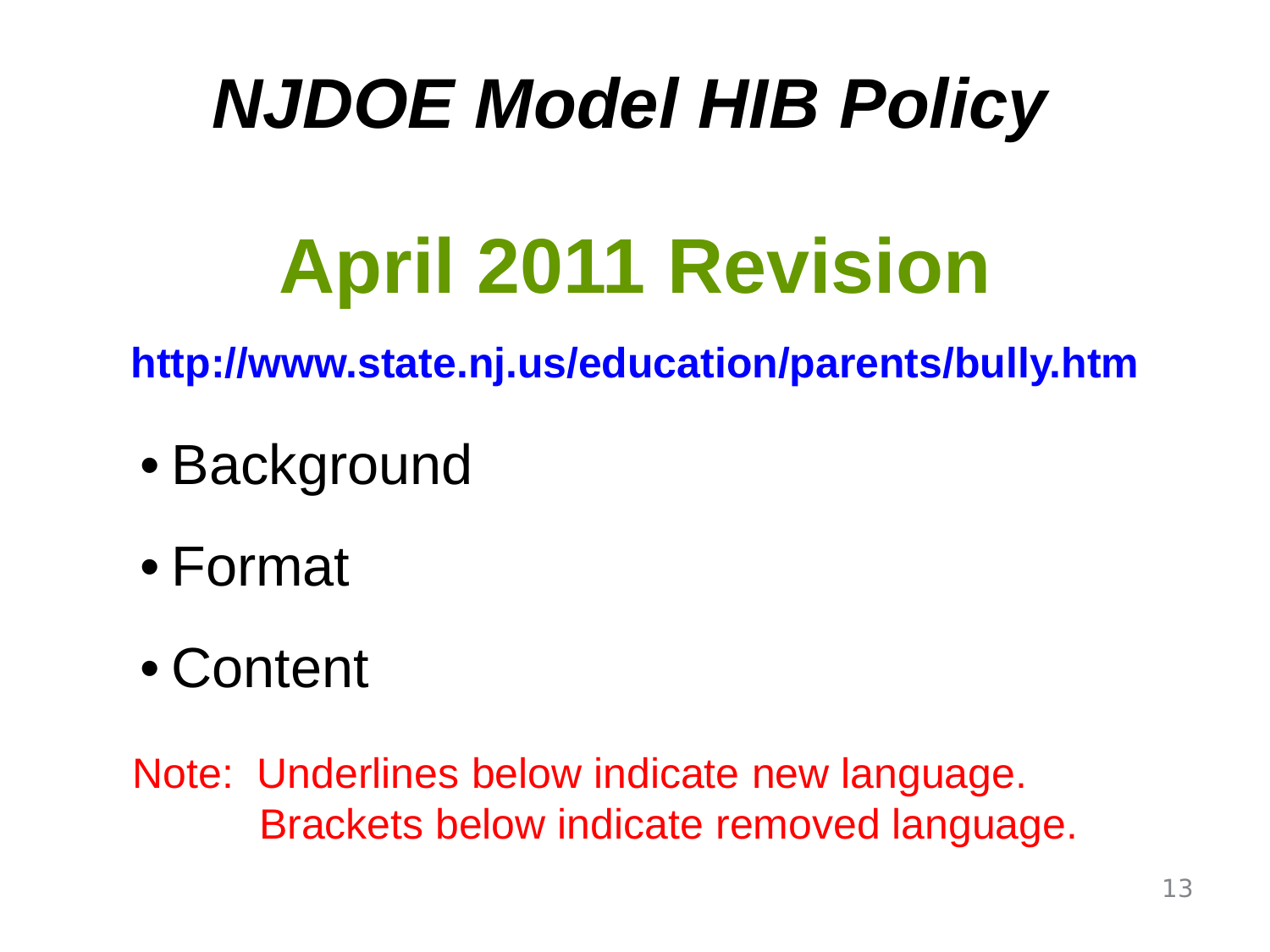# *NJDOE Model HIB Policy*

## April 2011 Revision

**http://www.state.nj.us/education/parents/bully.htm**

- Background
- Format
- Content

Note: Underlines below indicate new language.
Brackets below indicate removed language.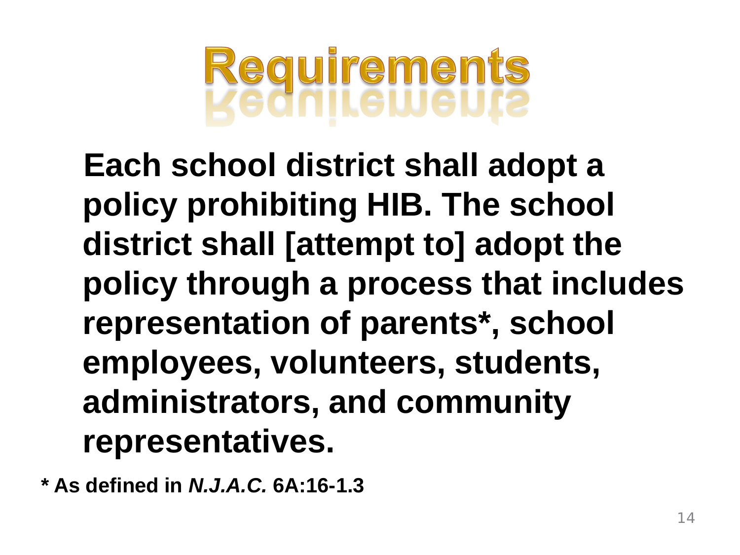# Requirements

**Each school district shall adopt a policy prohibiting HIB. The school district shall [attempt to] adopt the policy through a process that includes representation of parents*, school employees, volunteers, students, administrators, and community representatives.**

**\* As defined in *N.J.A.C.* 6A:16-1.3**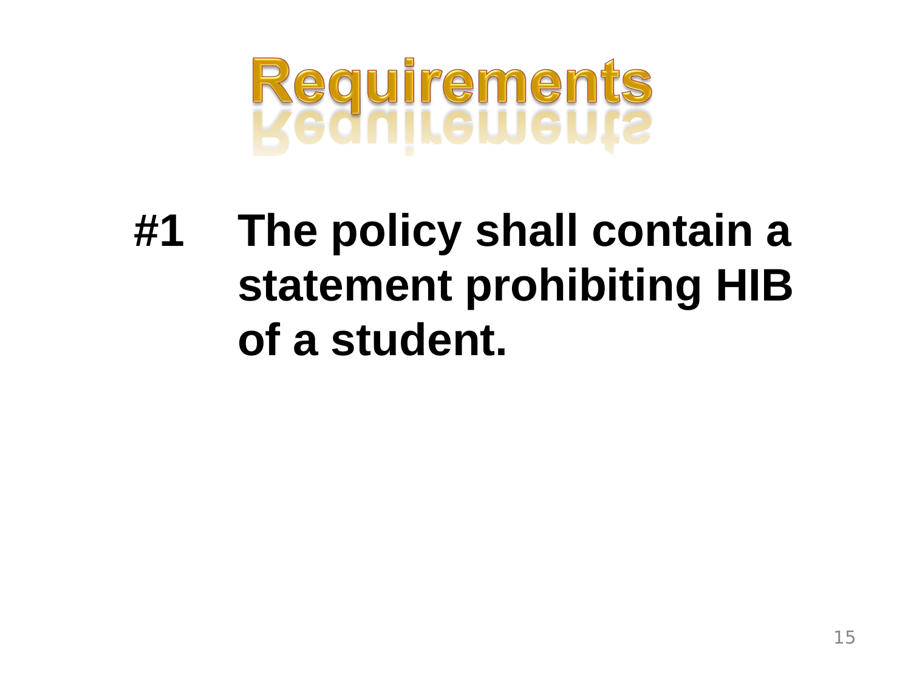# Requirements

**#1 The policy shall contain a statement prohibiting HIB of a student.**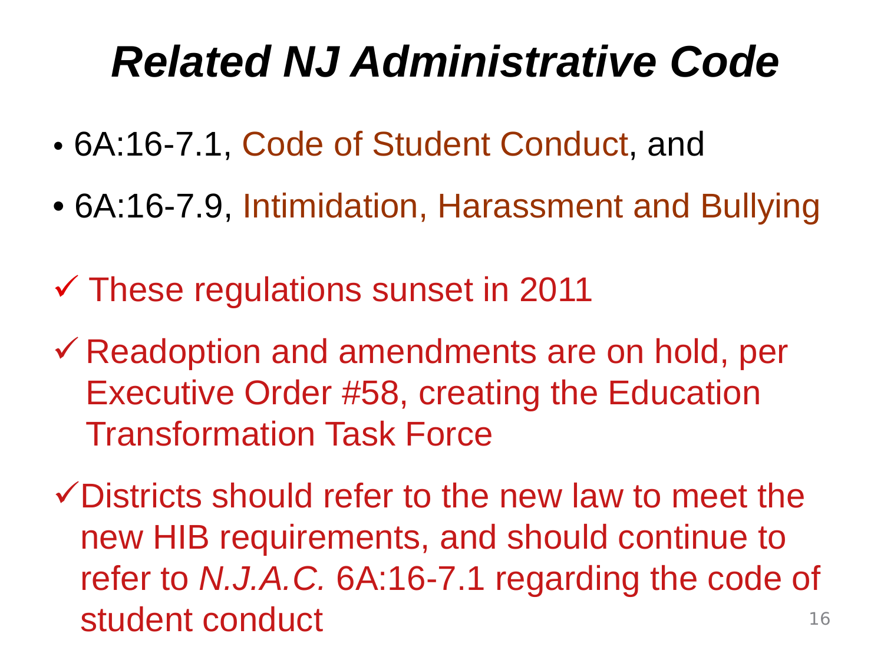# *Related NJ Administrative Code*

- 6A:16-7.1, Code of Student Conduct, and
- 6A:16-7.9, Intimidation, Harassment and Bullying

✓ These regulations sunset in 2011

✓ Readoption and amendments are on hold, per Executive Order #58, creating the Education Transformation Task Force

✓ Districts should refer to the new law to meet the new HIB requirements, and should continue to refer to *N.J.A.C.* 6A:16-7.1 regarding the code of student conduct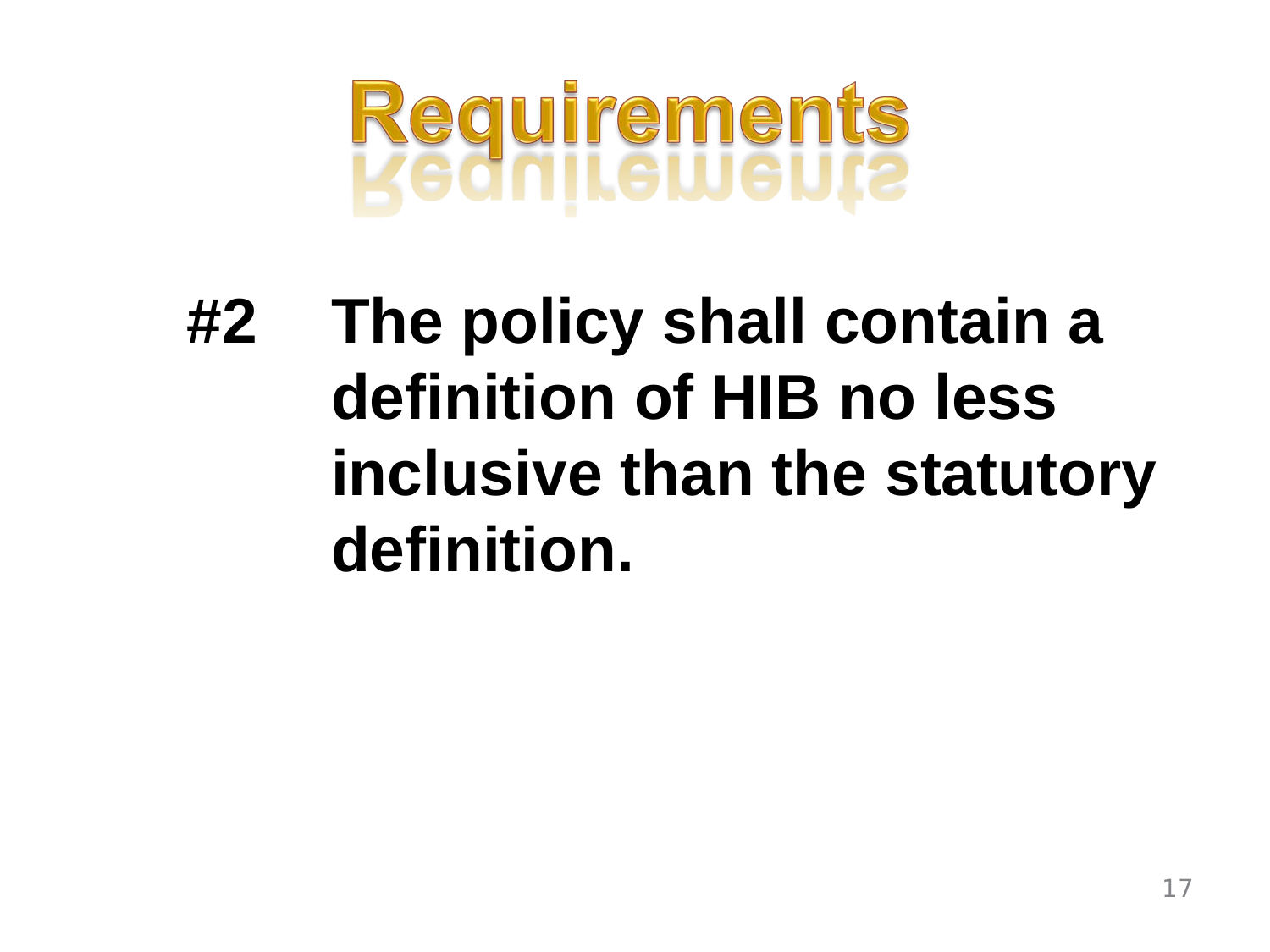# Requirements

**#2 The policy shall contain a definition of HIB no less inclusive than the statutory definition.**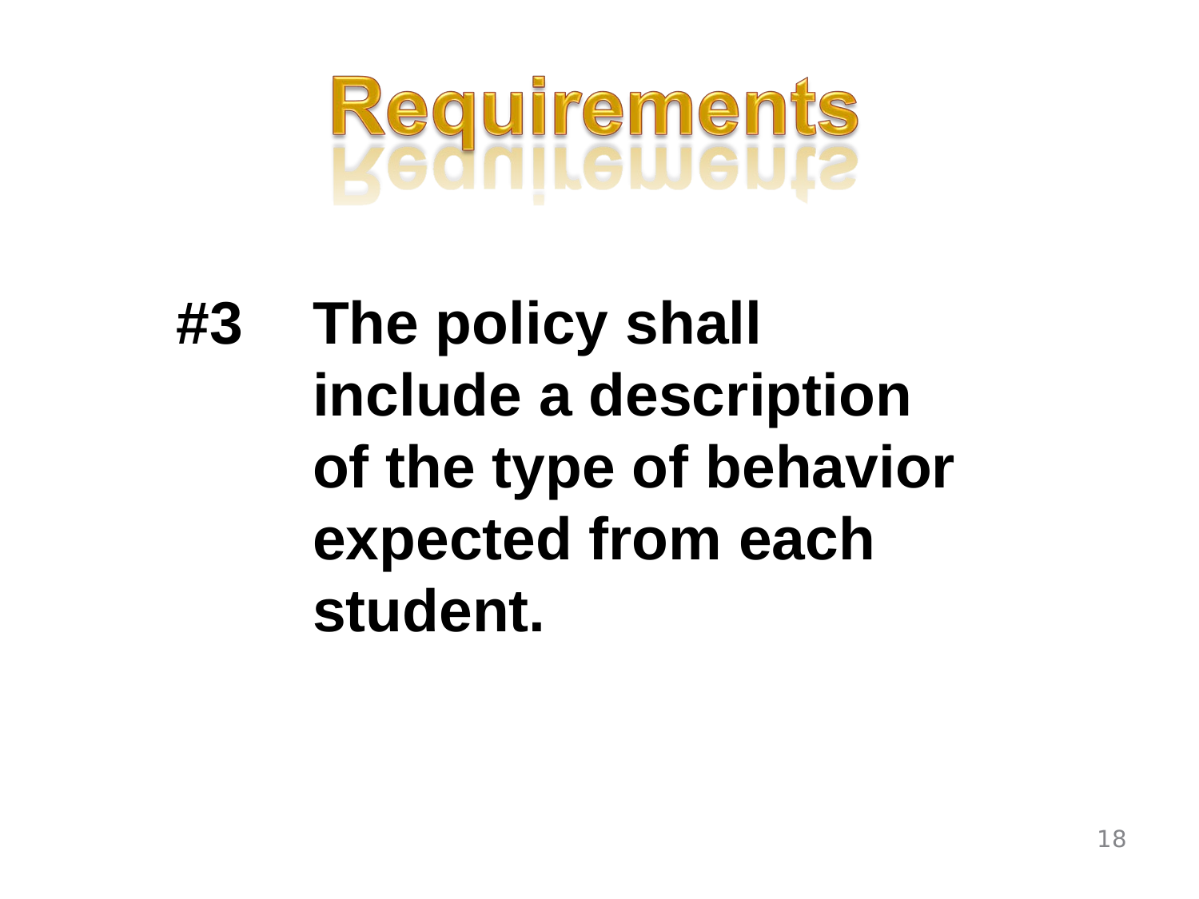# Requirements

**#3 The policy shall include a description of the type of behavior expected from each student.**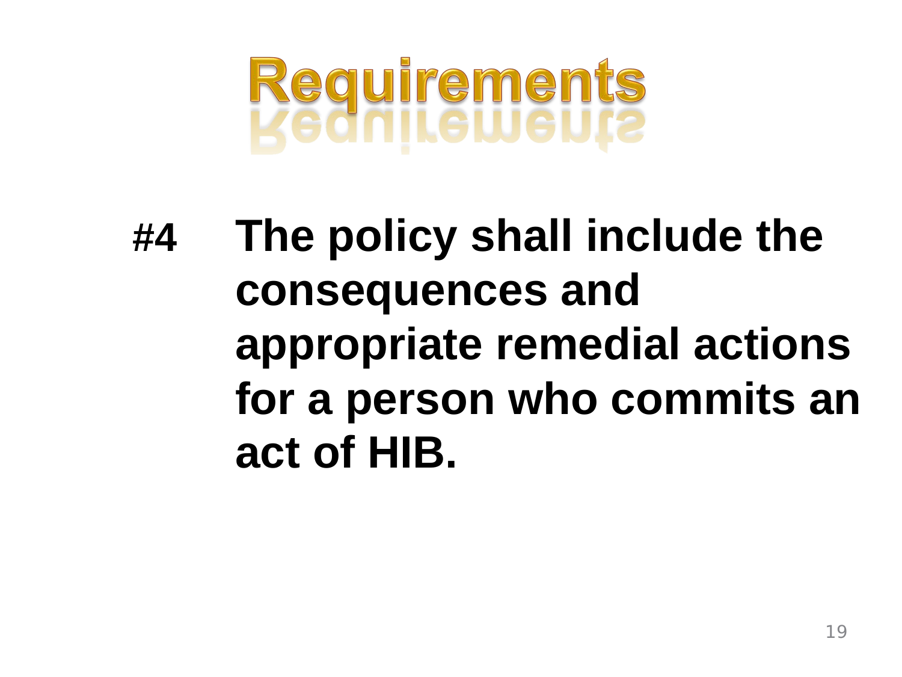# Requirements

**#4 The policy shall include the consequences and appropriate remedial actions for a person who commits an act of HIB.**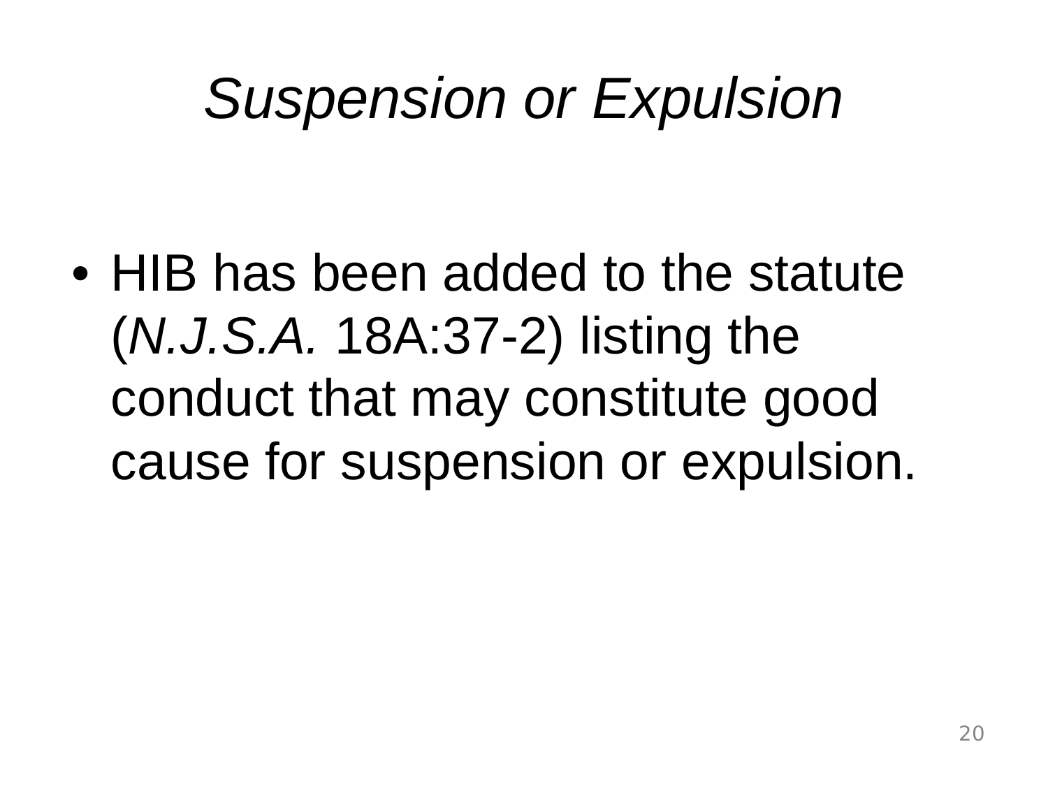# *Suspension or Expulsion*

- HIB has been added to the statute (*N.J.S.A.* 18A:37-2) listing the conduct that may constitute good cause for suspension or expulsion.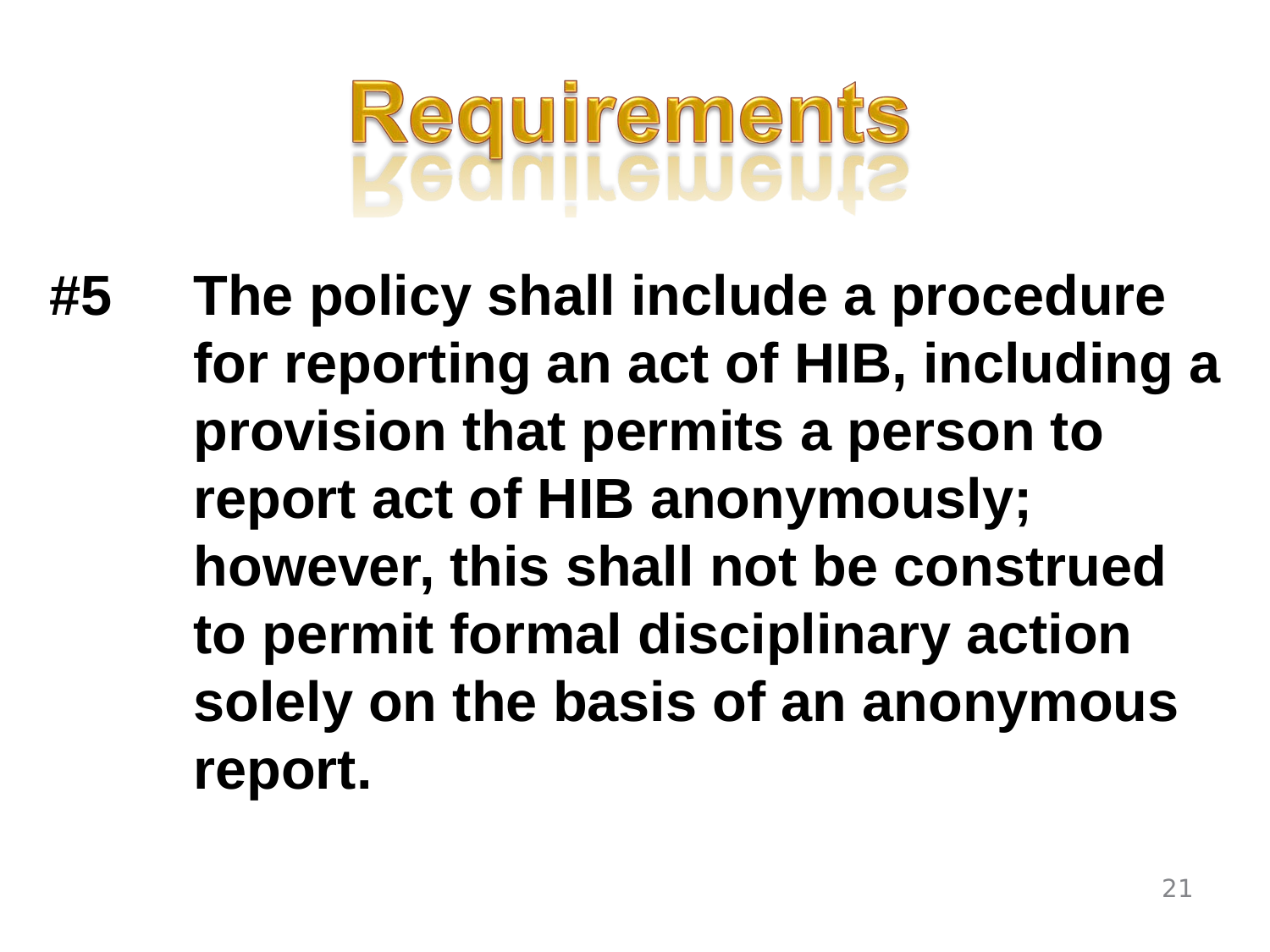# Requirements

**#5 The policy shall include a procedure for reporting an act of HIB, including a provision that permits a person to report act of HIB anonymously; however, this shall not be construed to permit formal disciplinary action solely on the basis of an anonymous report.**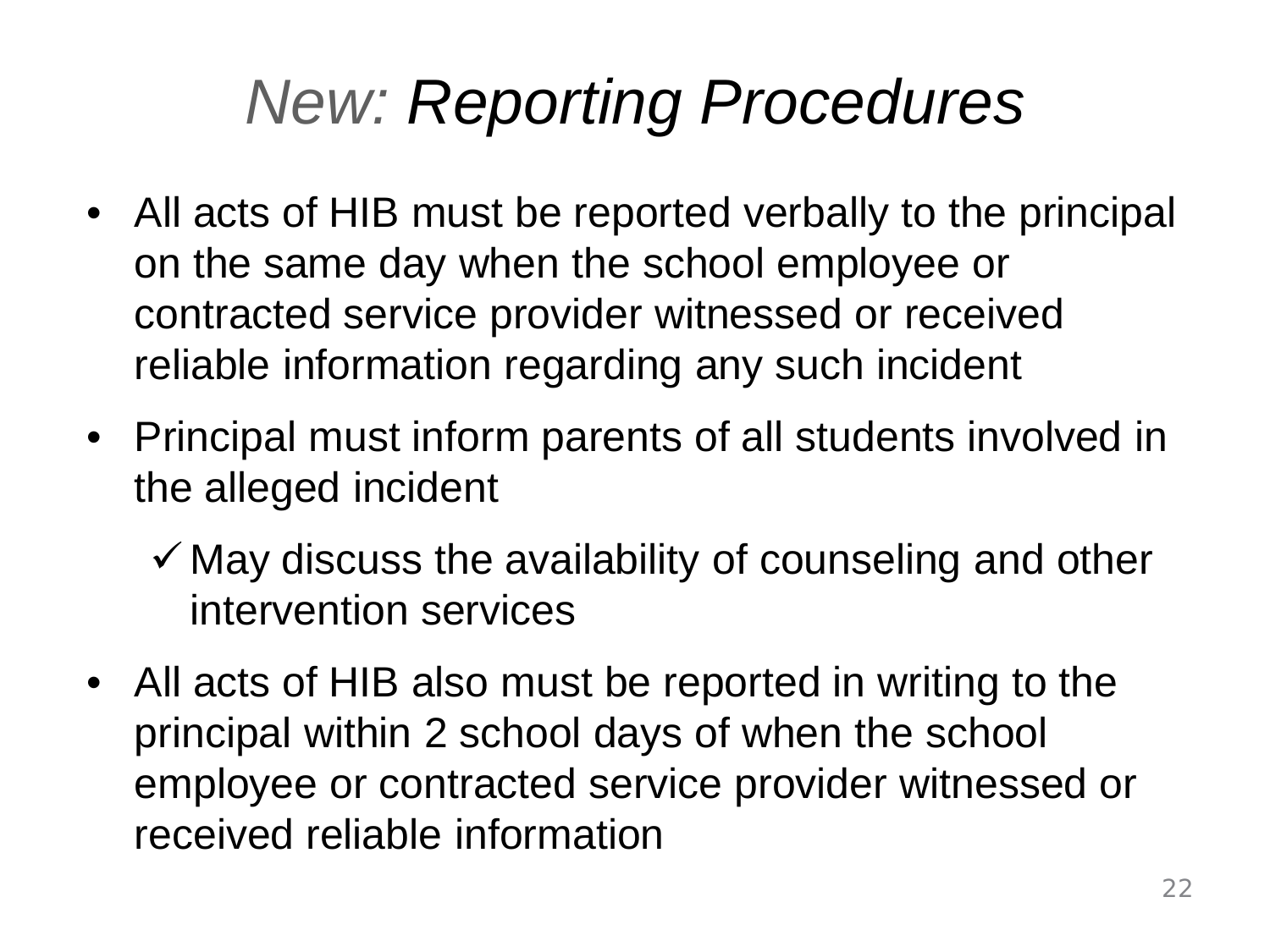# *New: Reporting Procedures*

- All acts of HIB must be reported verbally to the principal on the same day when the school employee or contracted service provider witnessed or received reliable information regarding any such incident
- Principal must inform parents of all students involved in the alleged incident
  - ✓ May discuss the availability of counseling and other intervention services
- All acts of HIB also must be reported in writing to the principal within 2 school days of when the school employee or contracted service provider witnessed or received reliable information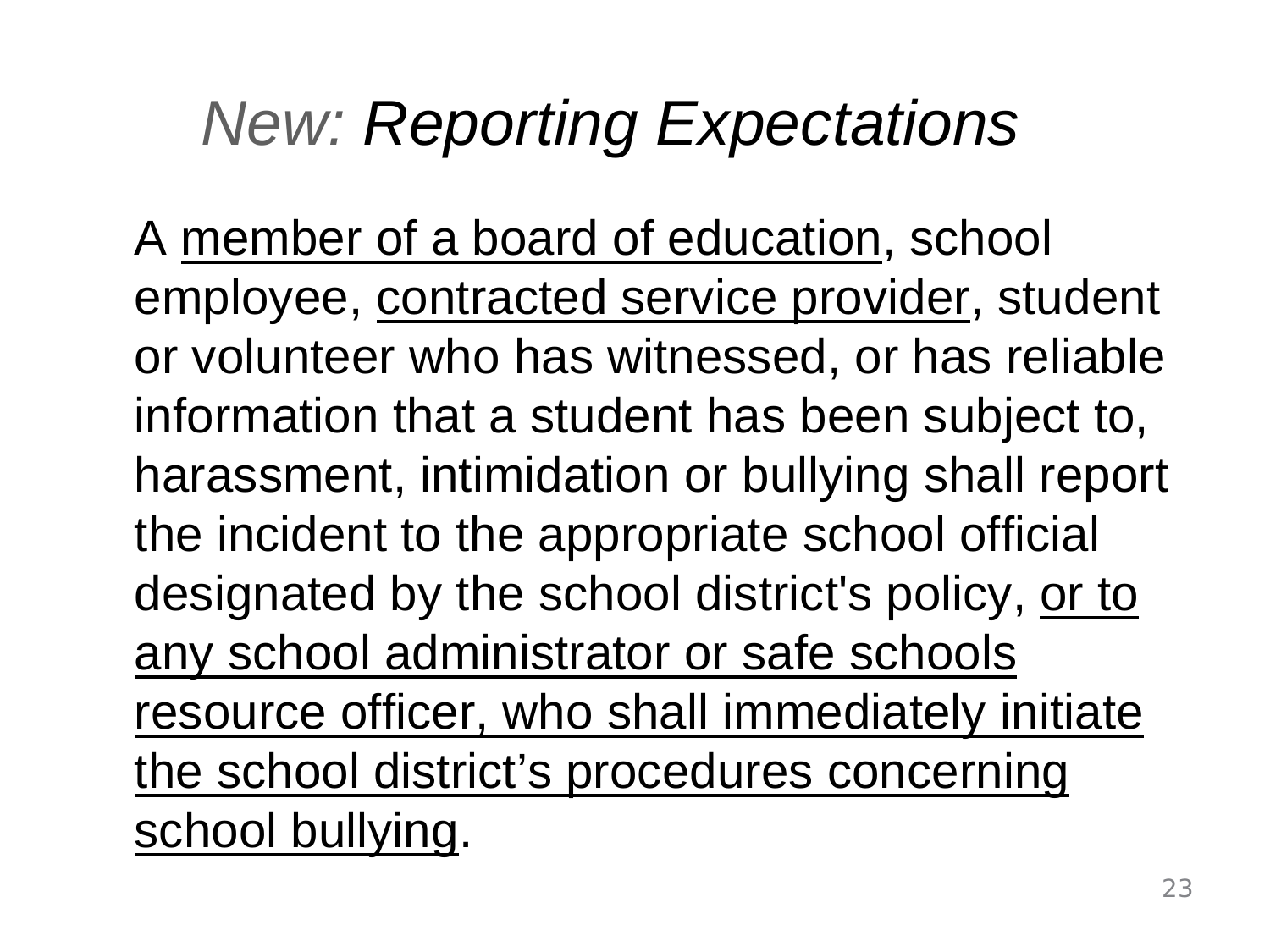# *New: Reporting Expectations*

A <u>member of a board of education</u>, school employee, <u>contracted service provider</u>, student or volunteer who has witnessed, or has reliable information that a student has been subject to, harassment, intimidation or bullying shall report the incident to the appropriate school official designated by the school district's policy, <u>or to any school administrator or safe schools resource officer, who shall immediately initiate the school district's procedures concerning school bullying</u>.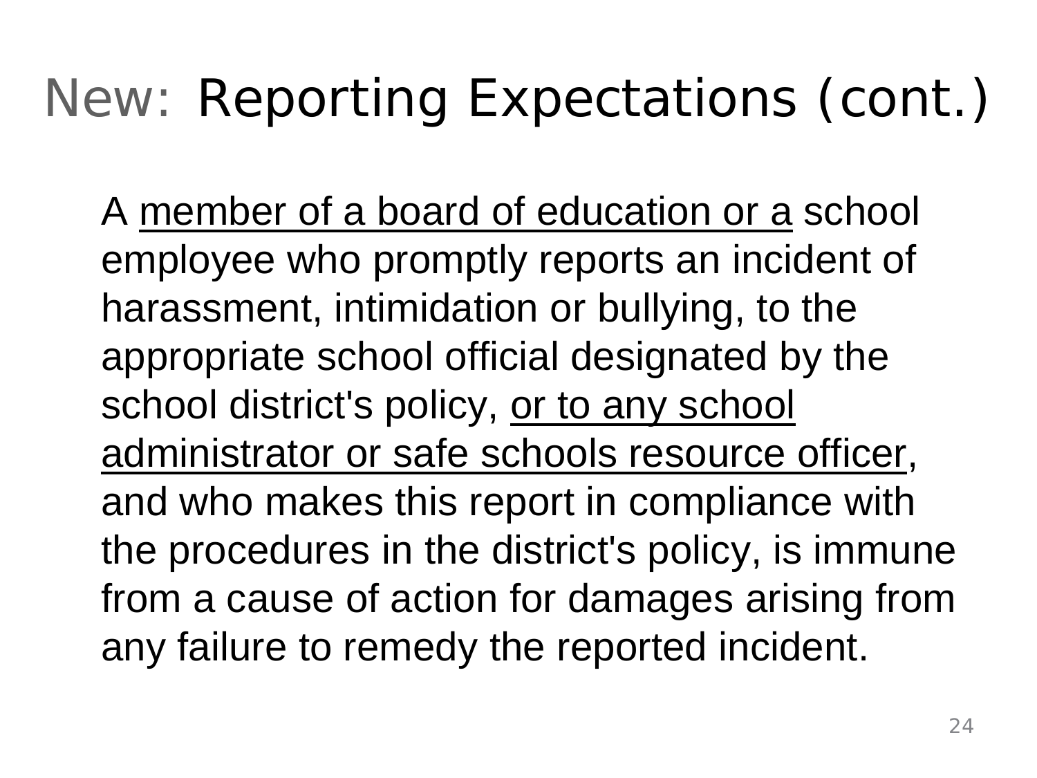# New: Reporting Expectations (cont.)

A <u>member of a board of education or a</u> school employee who promptly reports an incident of harassment, intimidation or bullying, to the appropriate school official designated by the school district's policy, <u>or to any school administrator or safe schools resource officer</u>, and who makes this report in compliance with the procedures in the district's policy, is immune from a cause of action for damages arising from any failure to remedy the reported incident.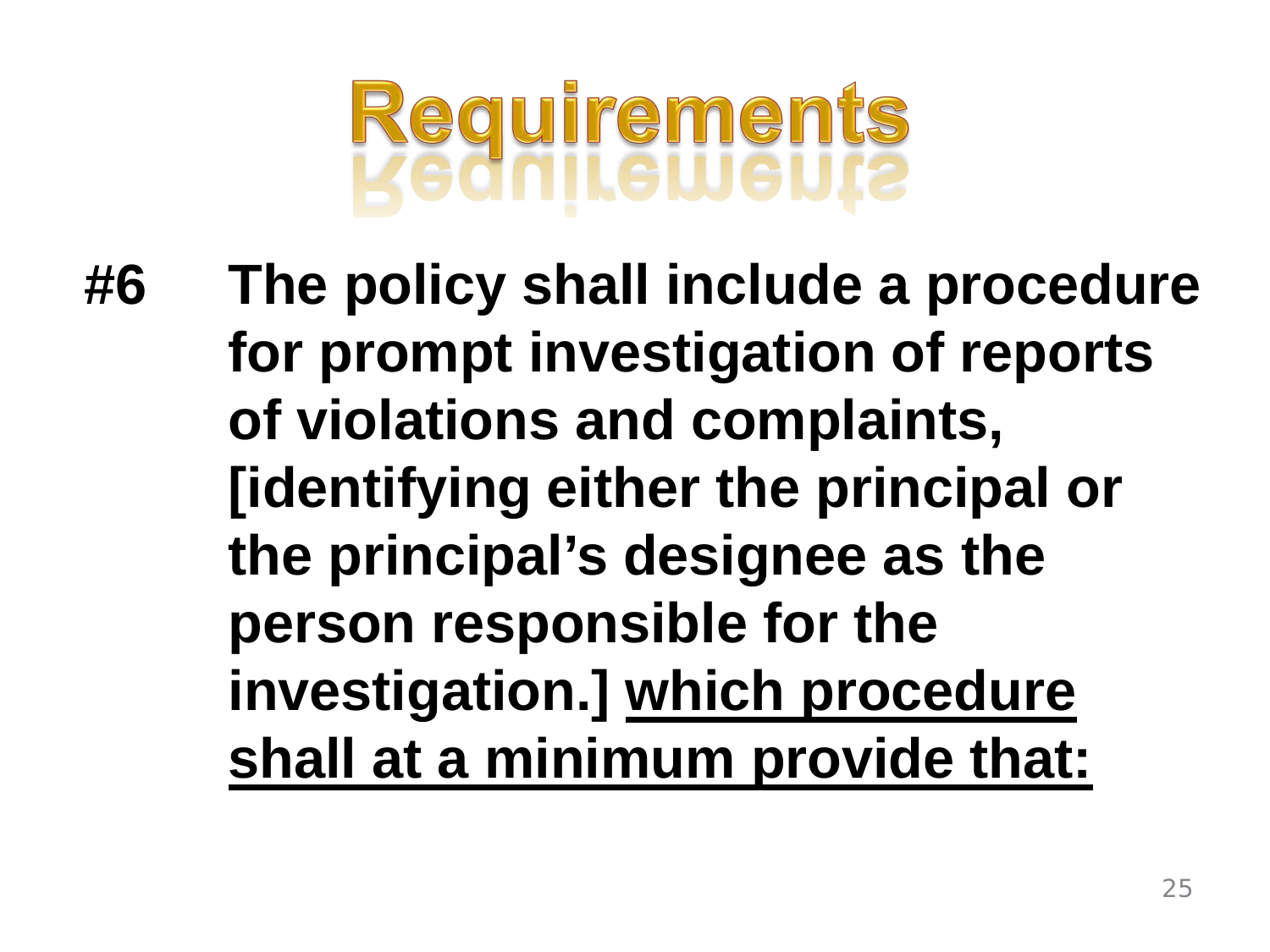# Requirements

**#6 The policy shall include a procedure for prompt investigation of reports of violations and complaints, [identifying either the principal or the principal's designee as the person responsible for the investigation.] <u>which procedure shall at a minimum provide that:</u>**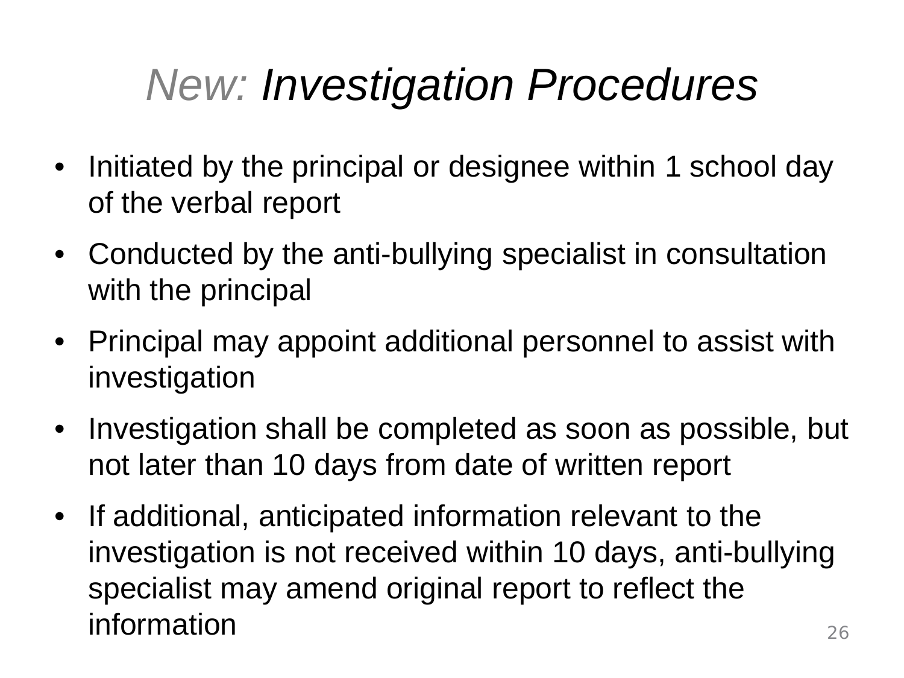# *New: Investigation Procedures*

- Initiated by the principal or designee within 1 school day of the verbal report
- Conducted by the anti-bullying specialist in consultation with the principal
- Principal may appoint additional personnel to assist with investigation
- Investigation shall be completed as soon as possible, but not later than 10 days from date of written report
- If additional, anticipated information relevant to the investigation is not received within 10 days, anti-bullying specialist may amend original report to reflect the information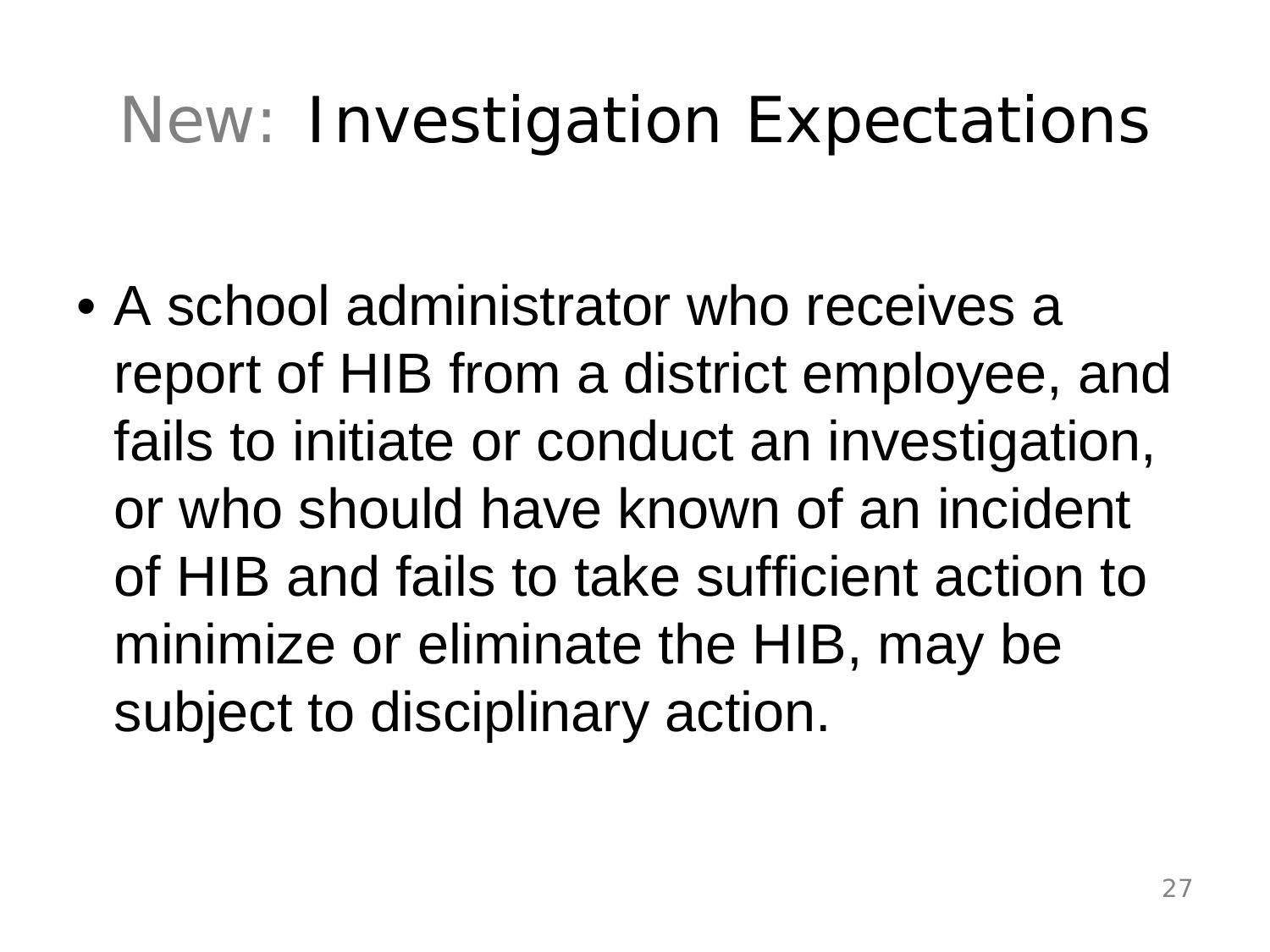# New: Investigation Expectations

- A school administrator who receives a report of HIB from a district employee, and fails to initiate or conduct an investigation, or who should have known of an incident of HIB and fails to take sufficient action to minimize or eliminate the HIB, may be subject to disciplinary action.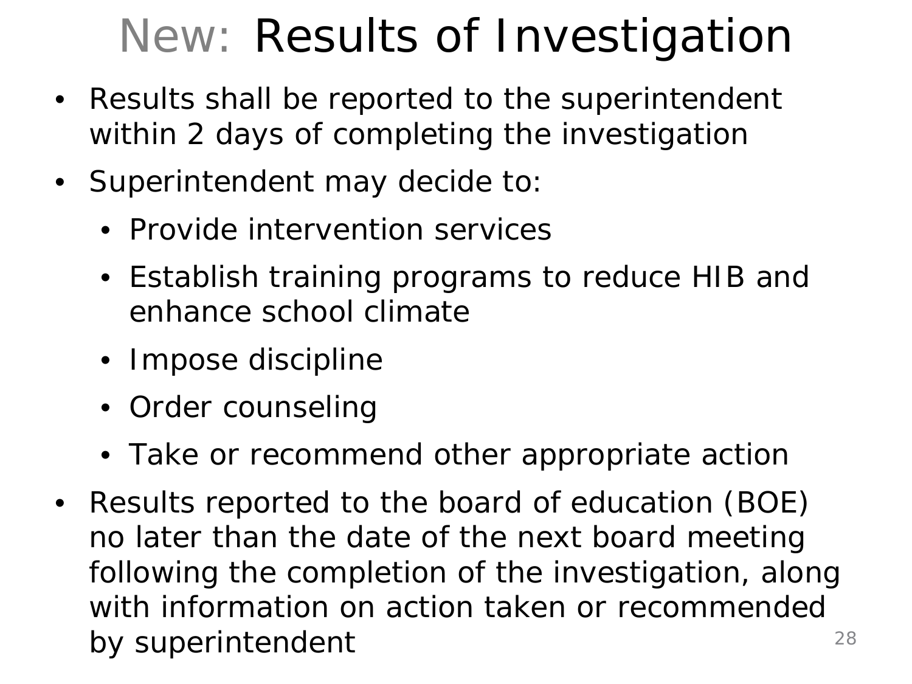# New: Results of Investigation

- Results shall be reported to the superintendent within 2 days of completing the investigation
- Superintendent may decide to:
  - Provide intervention services
  - Establish training programs to reduce HIB and enhance school climate
  - Impose discipline
  - Order counseling
  - Take or recommend other appropriate action
- Results reported to the board of education (BOE) no later than the date of the next board meeting following the completion of the investigation, along with information on action taken or recommended by superintendent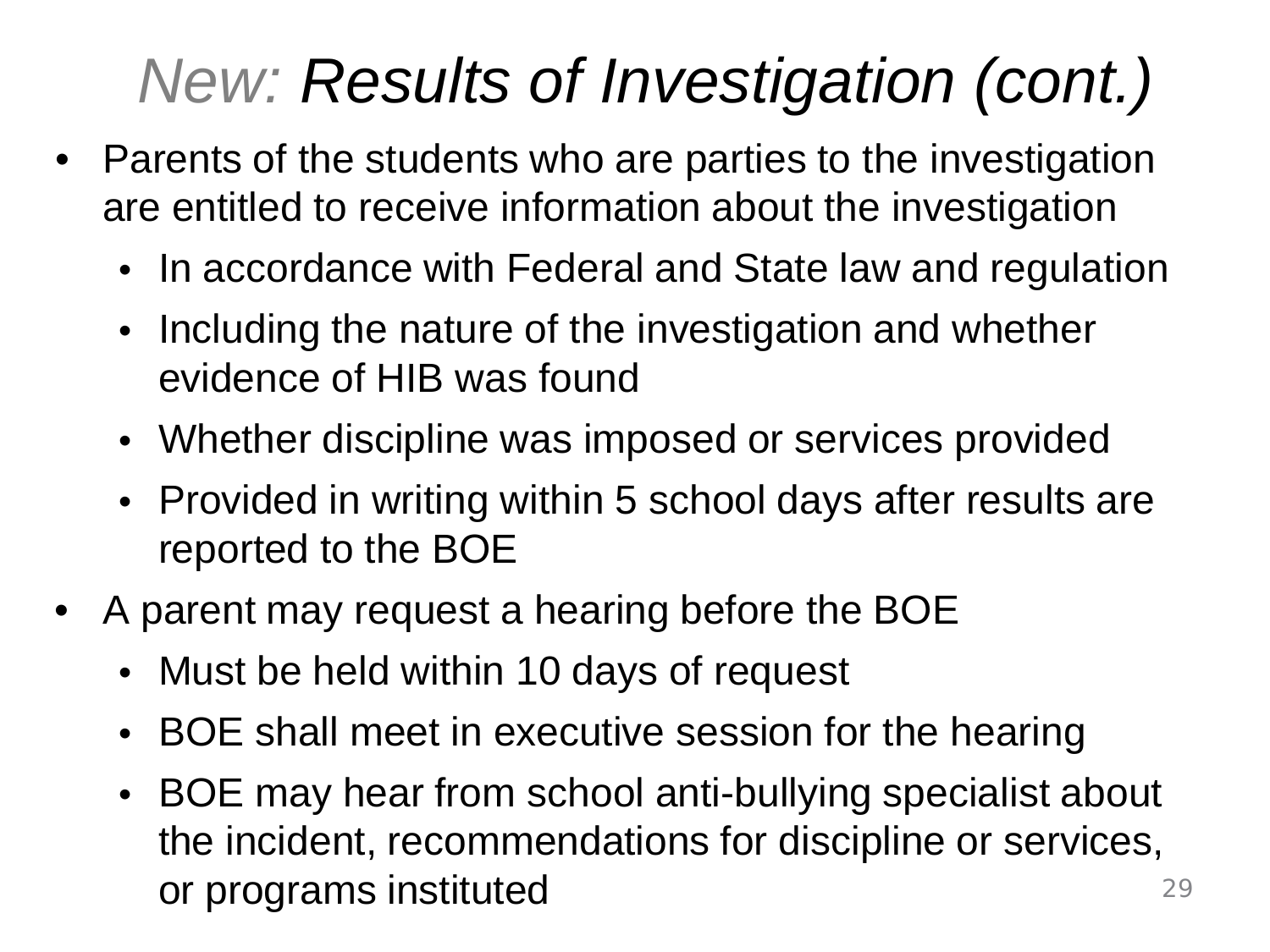# *New: Results of Investigation (cont.)*

- Parents of the students who are parties to the investigation are entitled to receive information about the investigation
  - In accordance with Federal and State law and regulation
  - Including the nature of the investigation and whether evidence of HIB was found
  - Whether discipline was imposed or services provided
  - Provided in writing within 5 school days after results are reported to the BOE
- A parent may request a hearing before the BOE
  - Must be held within 10 days of request
  - BOE shall meet in executive session for the hearing
  - BOE may hear from school anti-bullying specialist about the incident, recommendations for discipline or services, or programs instituted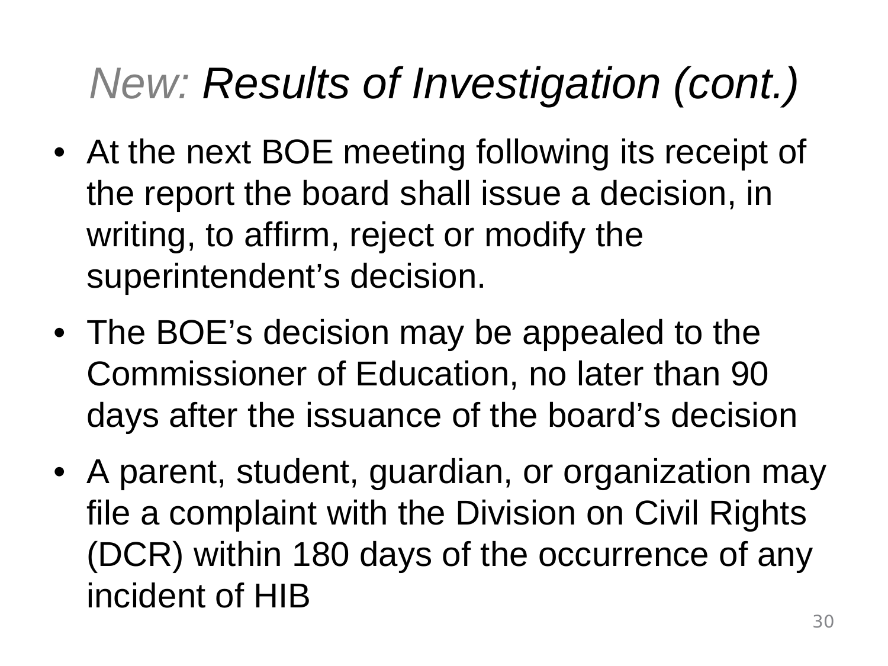# *New: Results of Investigation (cont.)*

- At the next BOE meeting following its receipt of the report the board shall issue a decision, in writing, to affirm, reject or modify the superintendent’s decision.
- The BOE’s decision may be appealed to the Commissioner of Education, no later than 90 days after the issuance of the board’s decision
- A parent, student, guardian, or organization may file a complaint with the Division on Civil Rights (DCR) within 180 days of the occurrence of any incident of HIB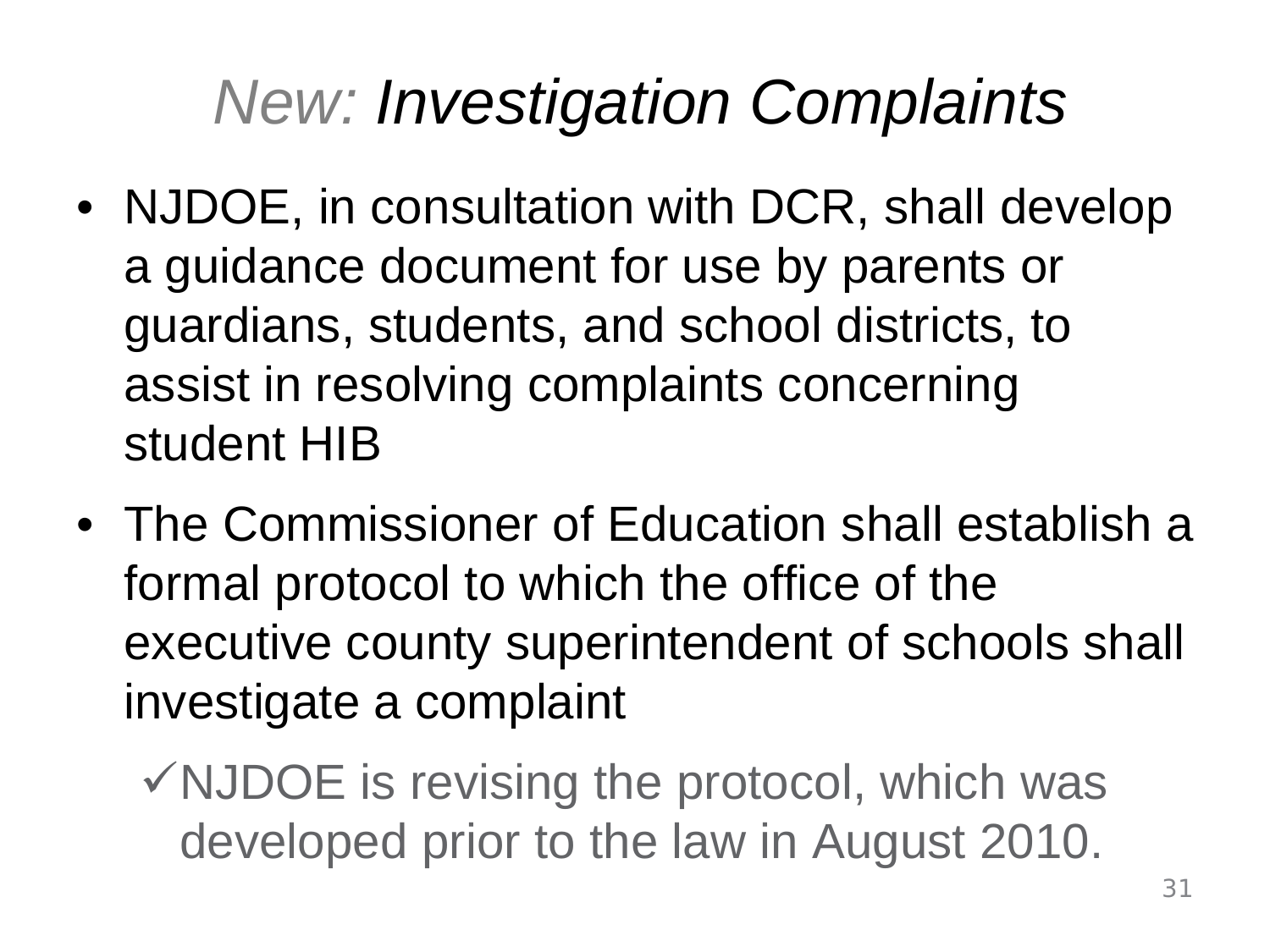# *New: Investigation Complaints*

- NJDOE, in consultation with DCR, shall develop a guidance document for use by parents or guardians, students, and school districts, to assist in resolving complaints concerning student HIB
- The Commissioner of Education shall establish a formal protocol to which the office of the executive county superintendent of schools shall investigate a complaint
  - ✓ NJDOE is revising the protocol, which was developed prior to the law in August 2010.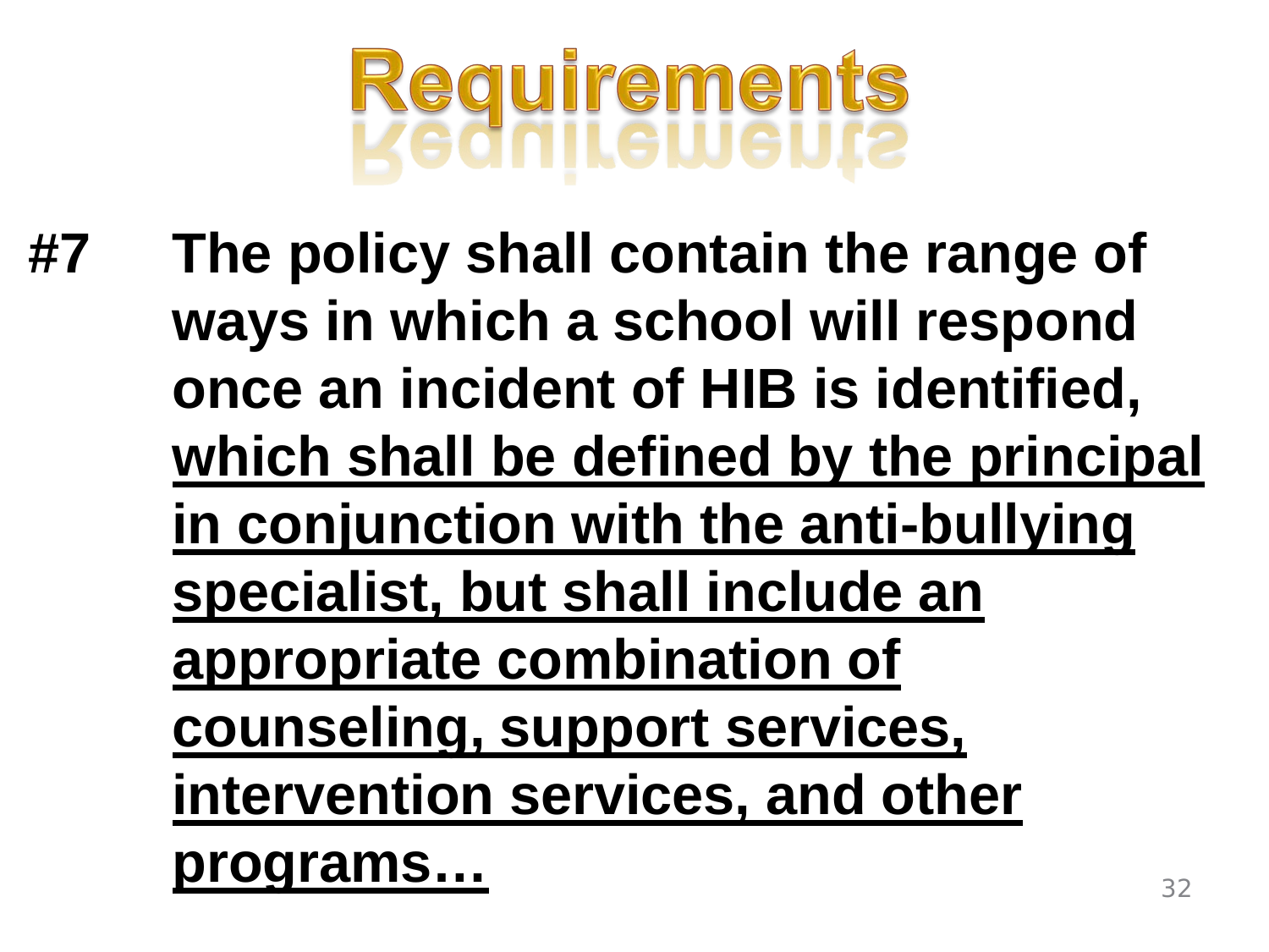# Requirements

**#7 The policy shall contain the range of ways in which a school will respond once an incident of HIB is identified, <u>which shall be defined by the principal in conjunction with the anti-bullying specialist, but shall include an appropriate combination of counseling, support services, intervention services, and other programs…</u>**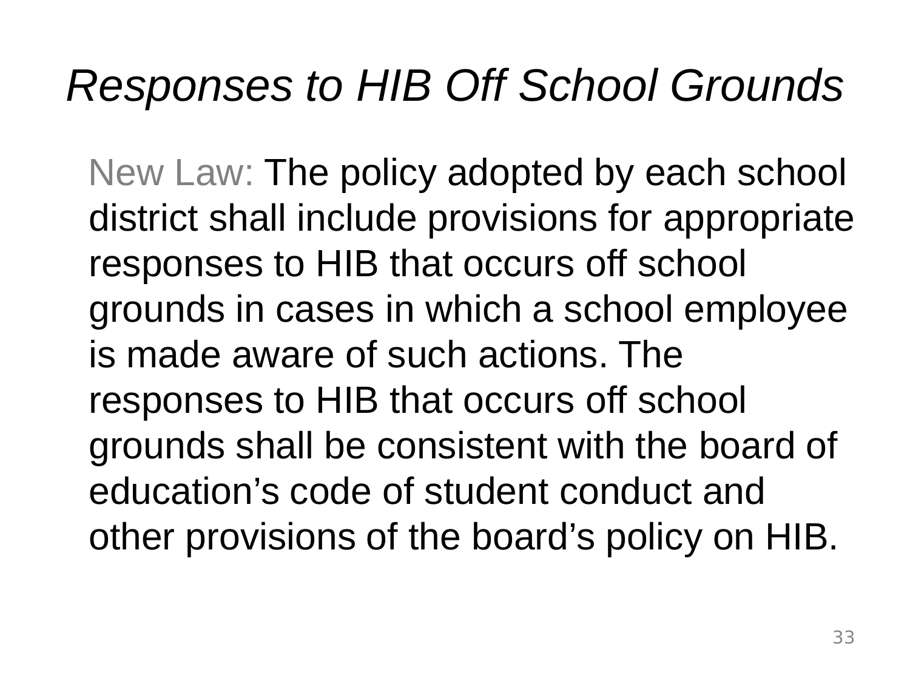# *Responses to HIB Off School Grounds*

New Law: The policy adopted by each school district shall include provisions for appropriate responses to HIB that occurs off school grounds in cases in which a school employee is made aware of such actions. The responses to HIB that occurs off school grounds shall be consistent with the board of education's code of student conduct and other provisions of the board's policy on HIB.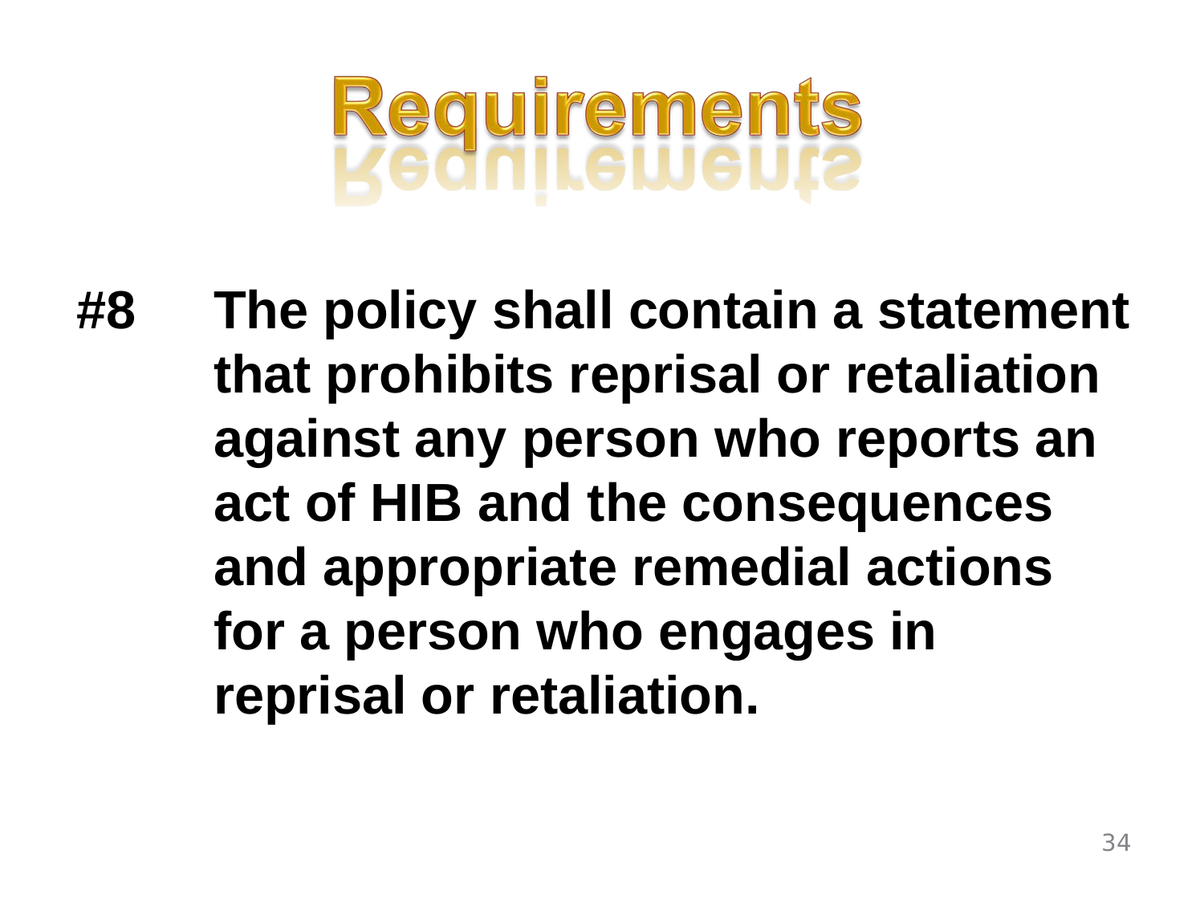# Requirements

**#8 The policy shall contain a statement that prohibits reprisal or retaliation against any person who reports an act of HIB and the consequences and appropriate remedial actions for a person who engages in reprisal or retaliation.**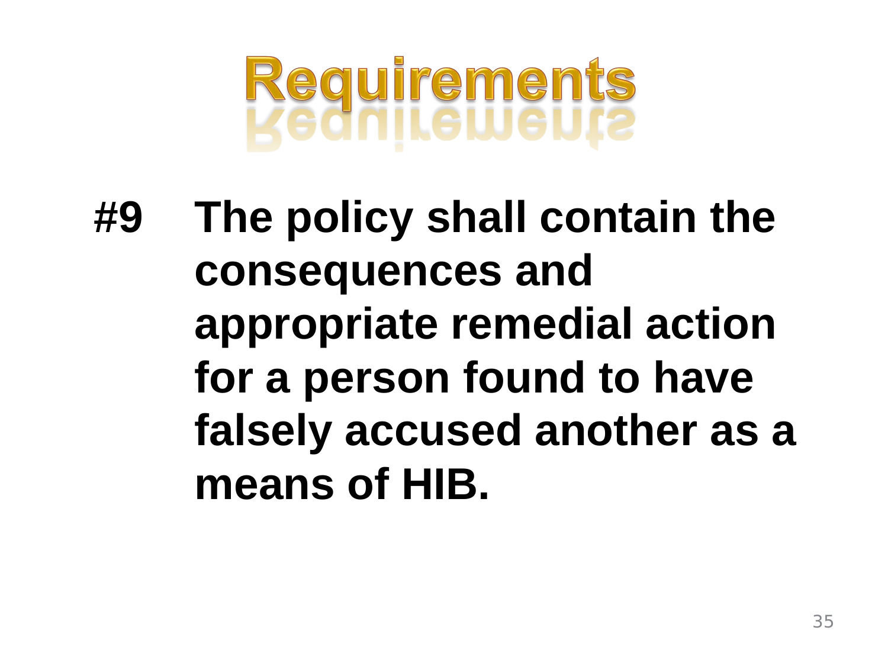# Requirements

**#9 The policy shall contain the consequences and appropriate remedial action for a person found to have falsely accused another as a means of HIB.**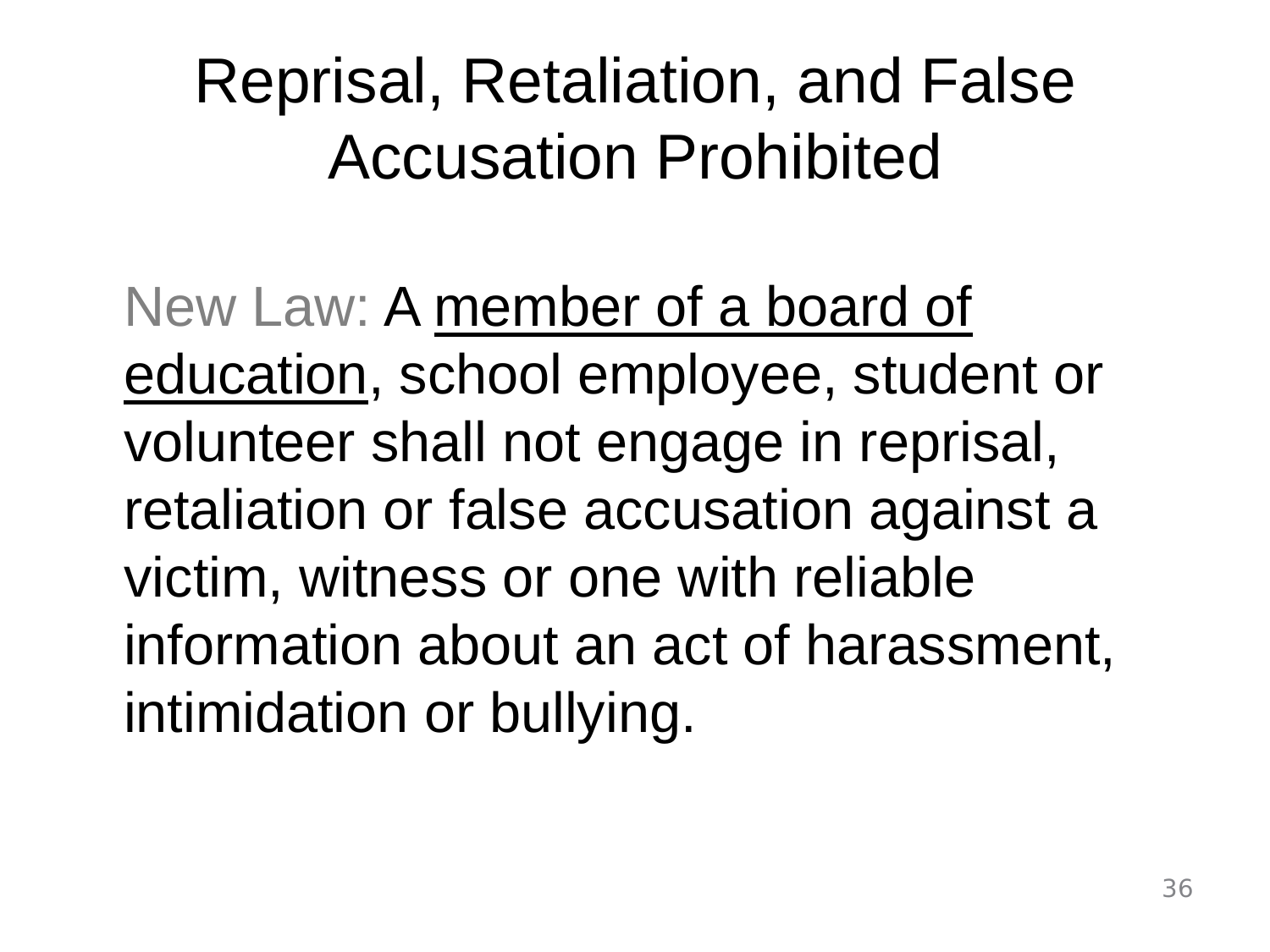# Reprisal, Retaliation, and False Accusation Prohibited

New Law: A <u>member of a board of education</u>, school employee, student or volunteer shall not engage in reprisal, retaliation or false accusation against a victim, witness or one with reliable information about an act of harassment, intimidation or bullying.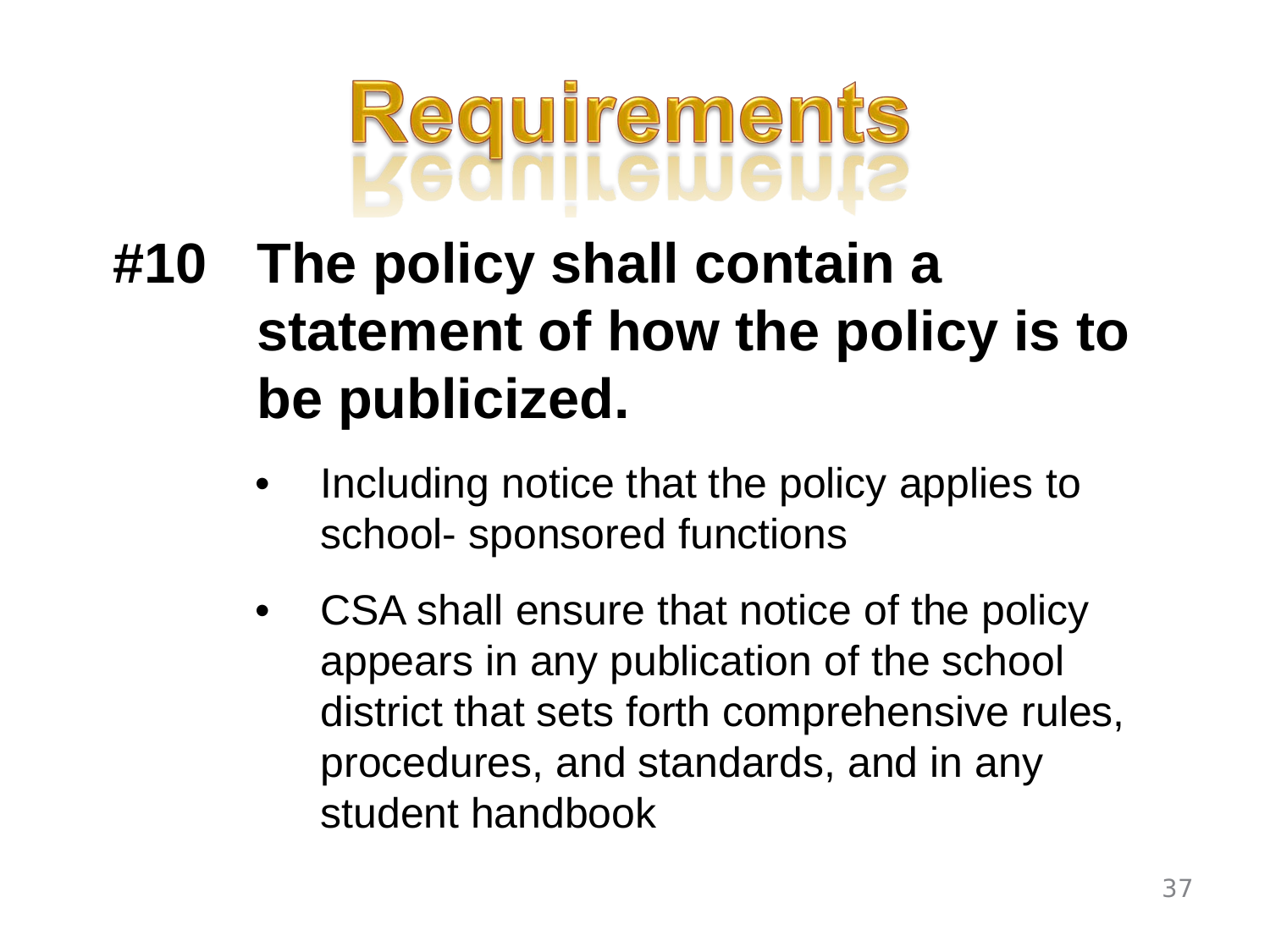# Requirements

## #10 The policy shall contain a statement of how the policy is to be publicized.

- Including notice that the policy applies to school- sponsored functions
- CSA shall ensure that notice of the policy appears in any publication of the school district that sets forth comprehensive rules, procedures, and standards, and in any student handbook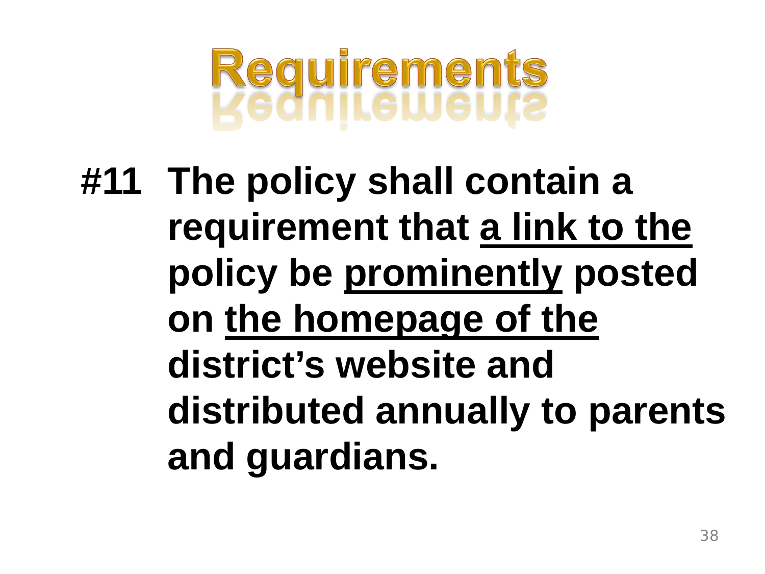# Requirements

**#11 The policy shall contain a requirement that <u>a link to the policy</u> be <u>prominently</u> posted on <u>the homepage of the district's website</u> and distributed annually to parents and guardians.**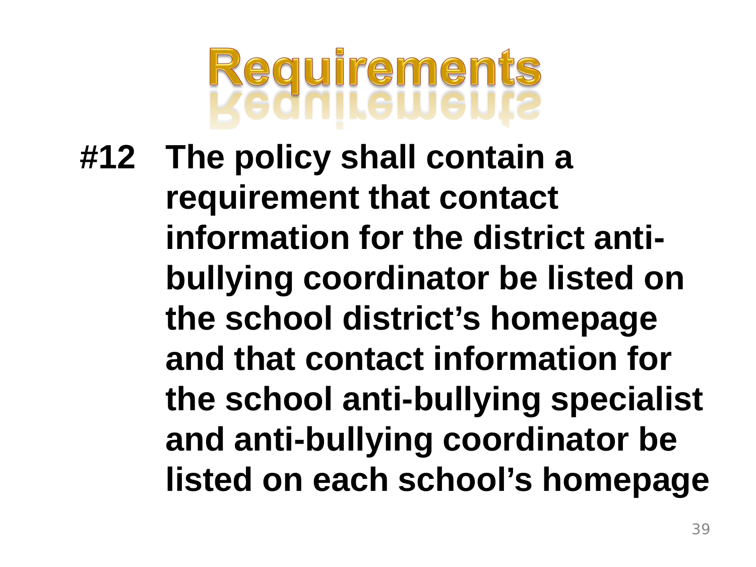# Requirements

**#12 The policy shall contain a requirement that contact information for the district anti-bullying coordinator be listed on the school district's homepage and that contact information for the school anti-bullying specialist and anti-bullying coordinator be listed on each school's homepage**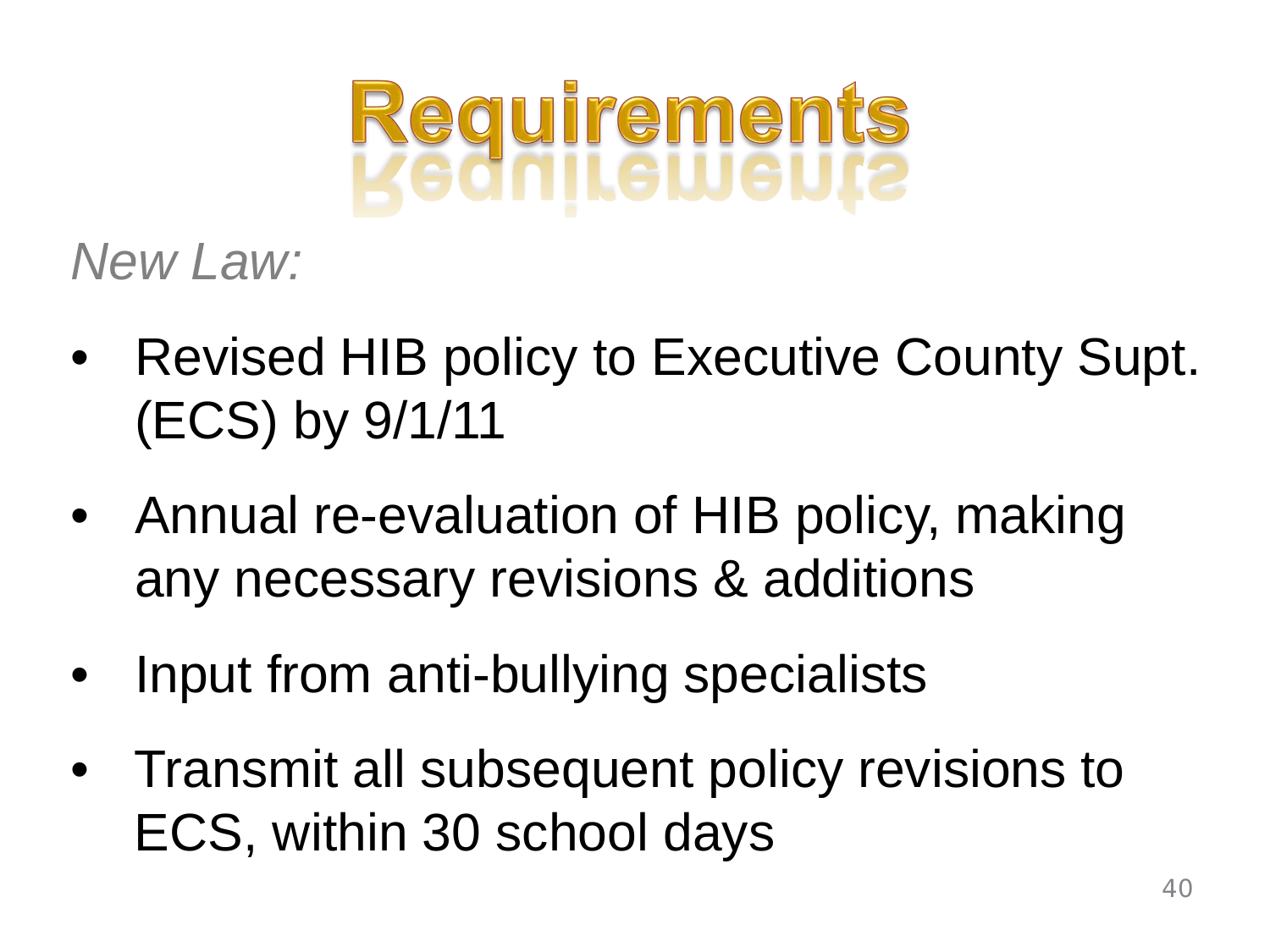# Requirements

*New Law:*

- Revised HIB policy to Executive County Supt. (ECS) by 9/1/11
- Annual re-evaluation of HIB policy, making any necessary revisions & additions
- Input from anti-bullying specialists
- Transmit all subsequent policy revisions to ECS, within 30 school days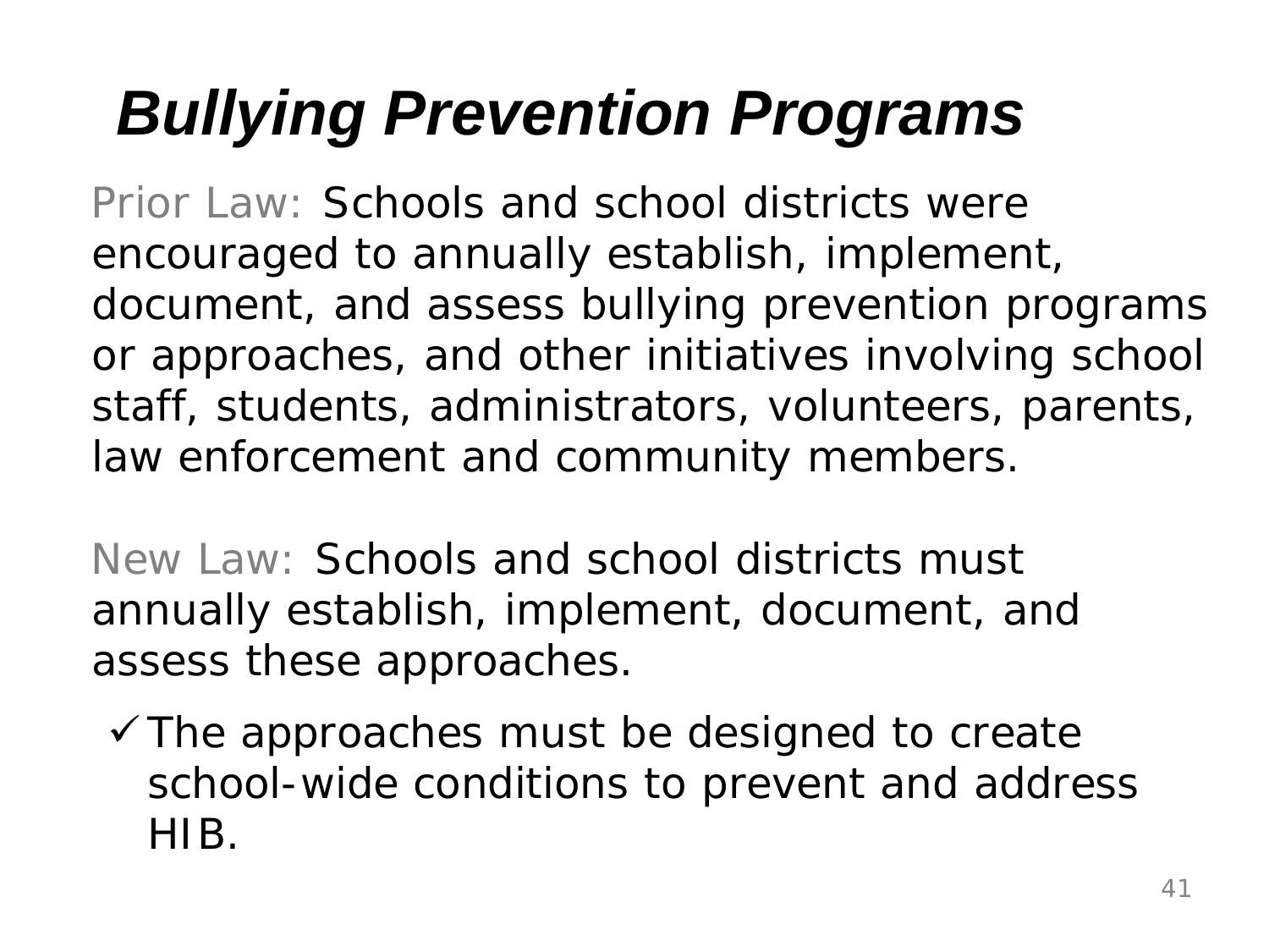# *Bullying Prevention Programs*

Prior Law: Schools and school districts were encouraged to annually establish, implement, document, and assess bullying prevention programs or approaches, and other initiatives involving school staff, students, administrators, volunteers, parents, law enforcement and community members.

New Law: Schools and school districts must annually establish, implement, document, and assess these approaches.

- ✓ The approaches must be designed to create school-wide conditions to prevent and address HIB.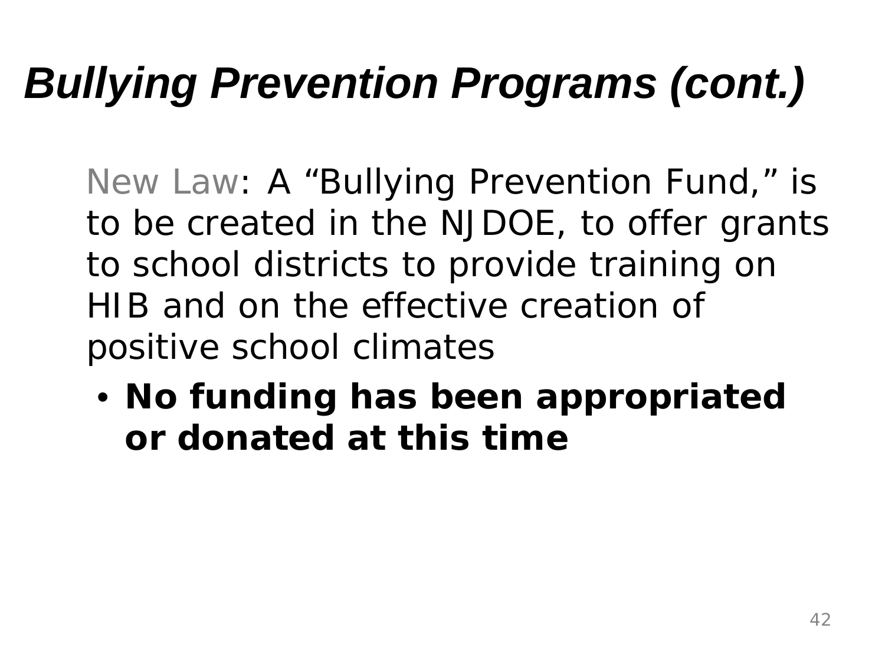# *Bullying Prevention Programs (cont.)*

New Law: A “Bullying Prevention Fund,” is to be created in the NJDOE, to offer grants to school districts to provide training on HIB and on the effective creation of positive school climates

- **No funding has been appropriated or donated at this time**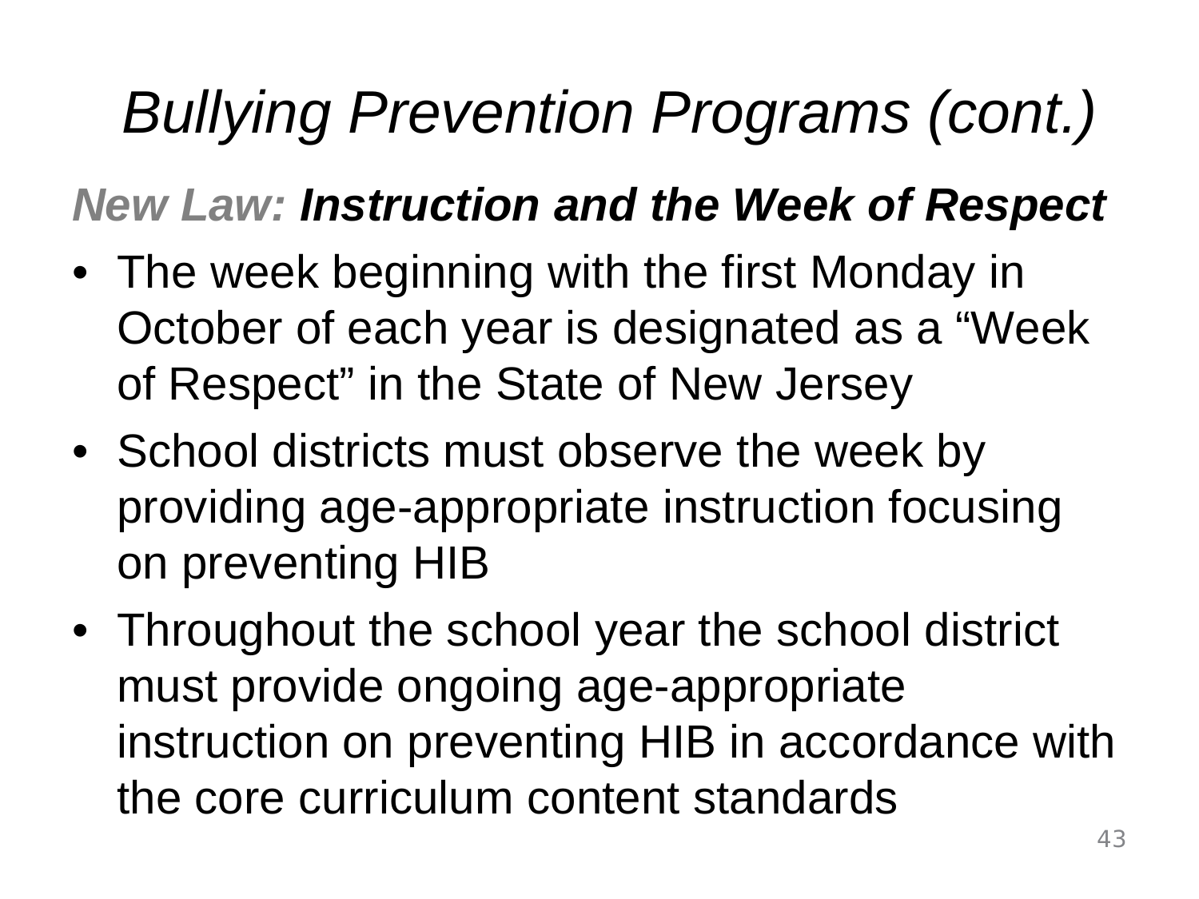# *Bullying Prevention Programs (cont.)*

***New Law: Instruction and the Week of Respect***

- The week beginning with the first Monday in October of each year is designated as a “Week of Respect” in the State of New Jersey
- School districts must observe the week by providing age-appropriate instruction focusing on preventing HIB
- Throughout the school year the school district must provide ongoing age-appropriate instruction on preventing HIB in accordance with the core curriculum content standards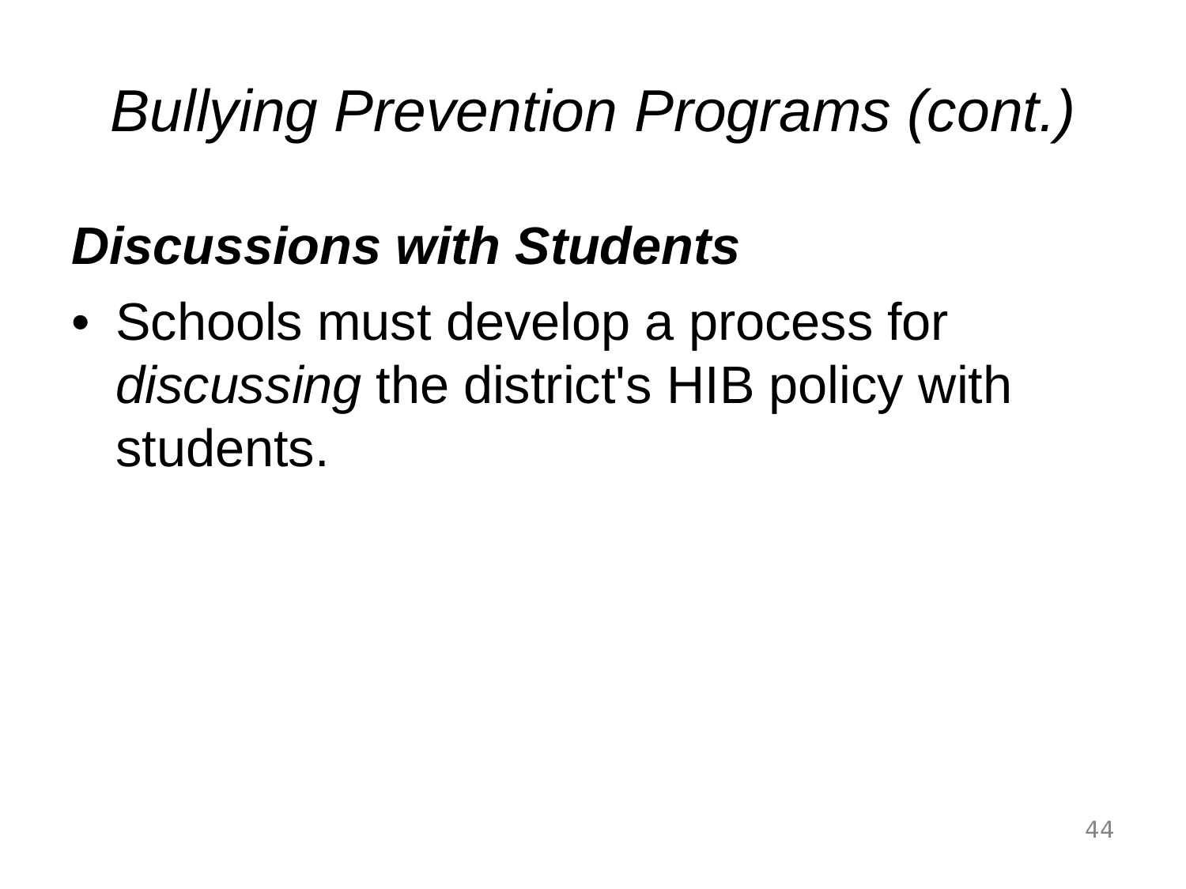# *Bullying Prevention Programs (cont.)*

***Discussions with Students***

- Schools must develop a process for *discussing* the district's HIB policy with students.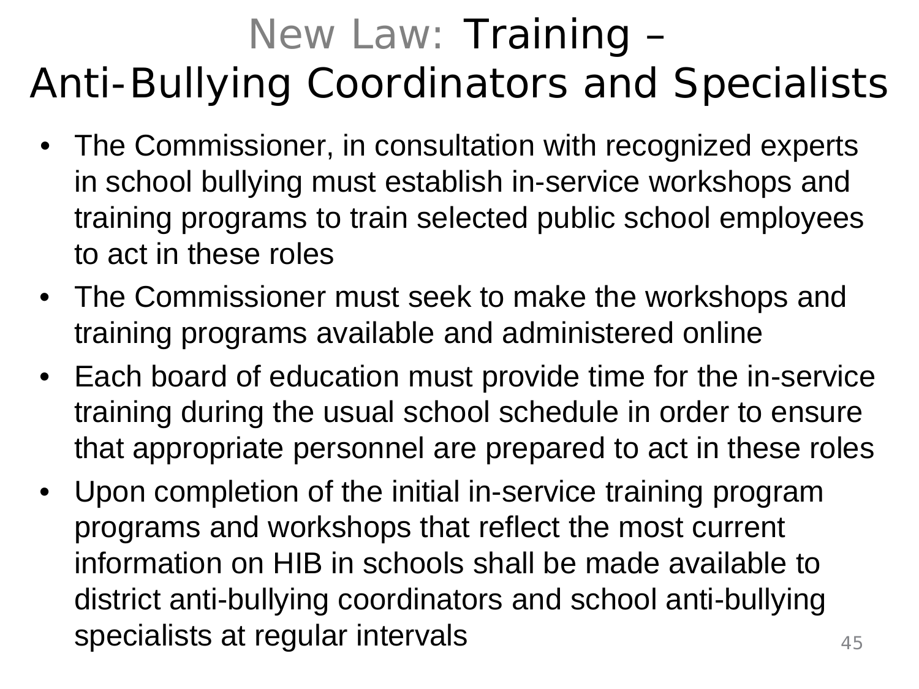# New Law: Training – Anti-Bullying Coordinators and Specialists

- The Commissioner, in consultation with recognized experts in school bullying must establish in-service workshops and training programs to train selected public school employees to act in these roles
- The Commissioner must seek to make the workshops and training programs available and administered online
- Each board of education must provide time for the in-service training during the usual school schedule in order to ensure that appropriate personnel are prepared to act in these roles
- Upon completion of the initial in-service training program programs and workshops that reflect the most current information on HIB in schools shall be made available to district anti-bullying coordinators and school anti-bullying specialists at regular intervals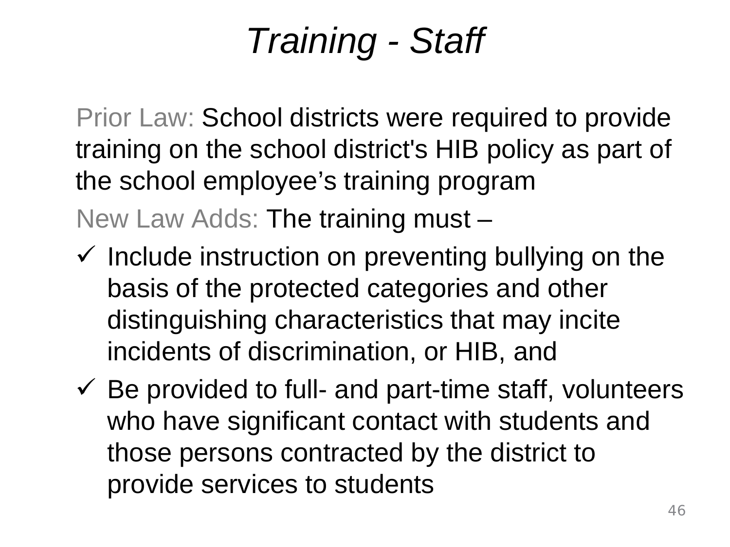# *Training - Staff*

Prior Law: School districts were required to provide training on the school district's HIB policy as part of the school employee’s training program

New Law Adds: The training must –

- ✓ Include instruction on preventing bullying on the basis of the protected categories and other distinguishing characteristics that may incite incidents of discrimination, or HIB, and
- ✓ Be provided to full- and part-time staff, volunteers who have significant contact with students and those persons contracted by the district to provide services to students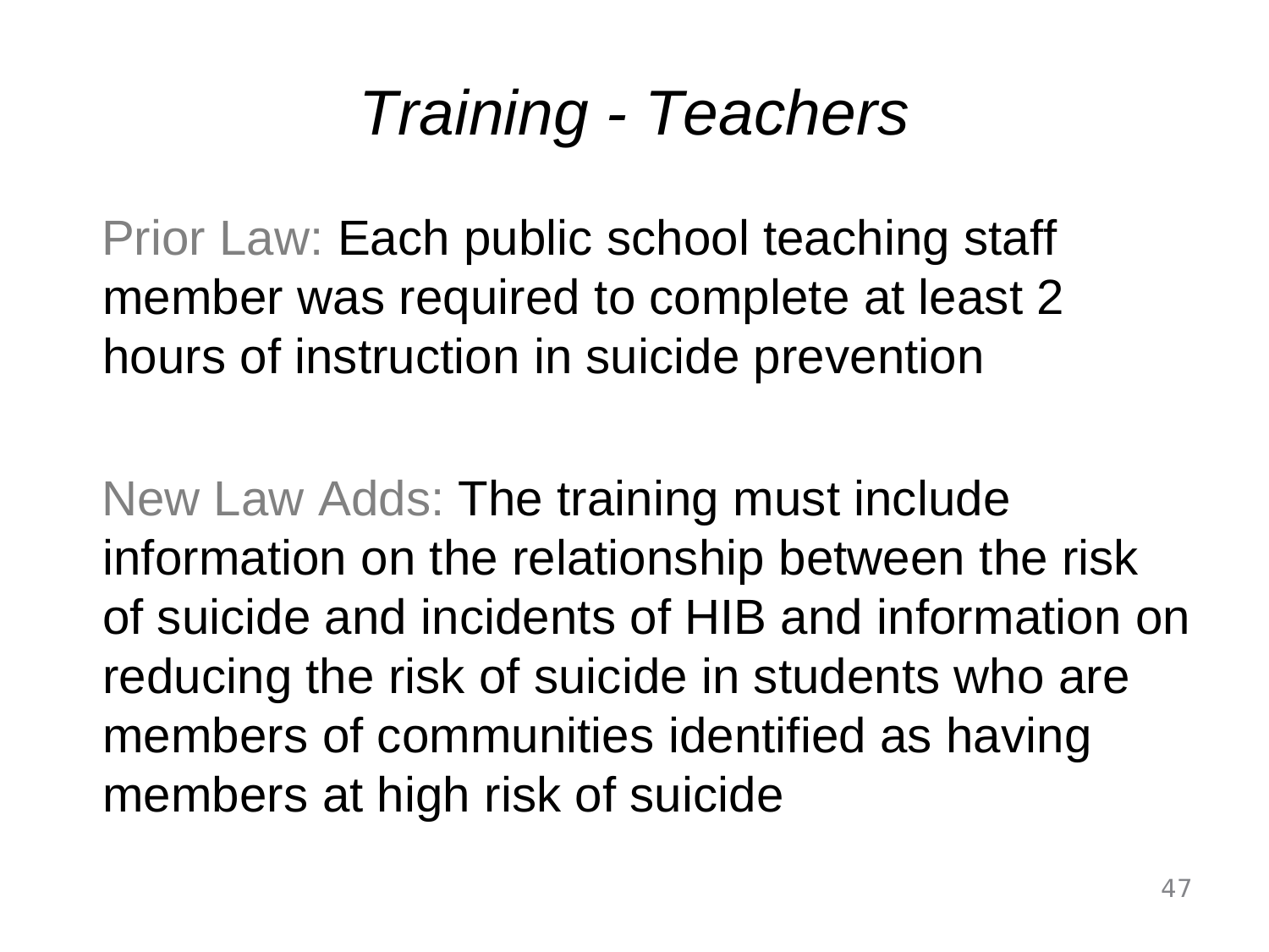# *Training - Teachers*

Prior Law: Each public school teaching staff member was required to complete at least 2 hours of instruction in suicide prevention

New Law Adds: The training must include information on the relationship between the risk of suicide and incidents of HIB and information on reducing the risk of suicide in students who are members of communities identified as having members at high risk of suicide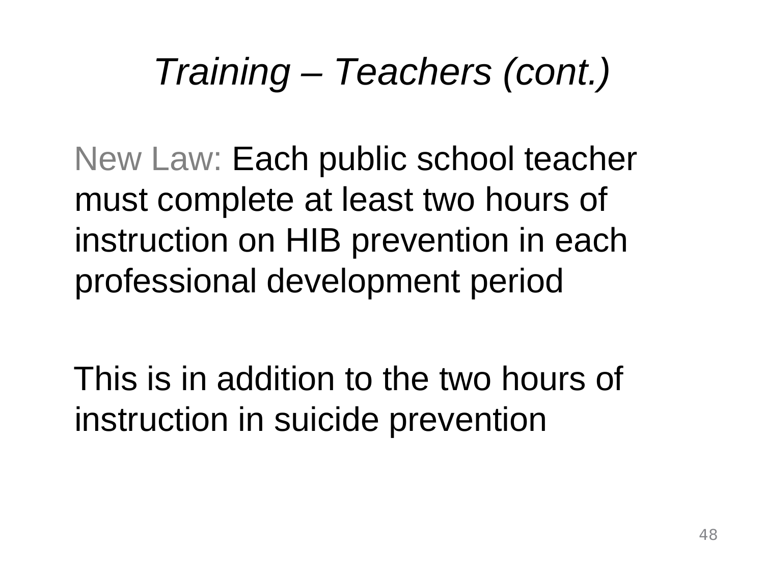# *Training – Teachers (cont.)*

New Law: Each public school teacher must complete at least two hours of instruction on HIB prevention in each professional development period

This is in addition to the two hours of instruction in suicide prevention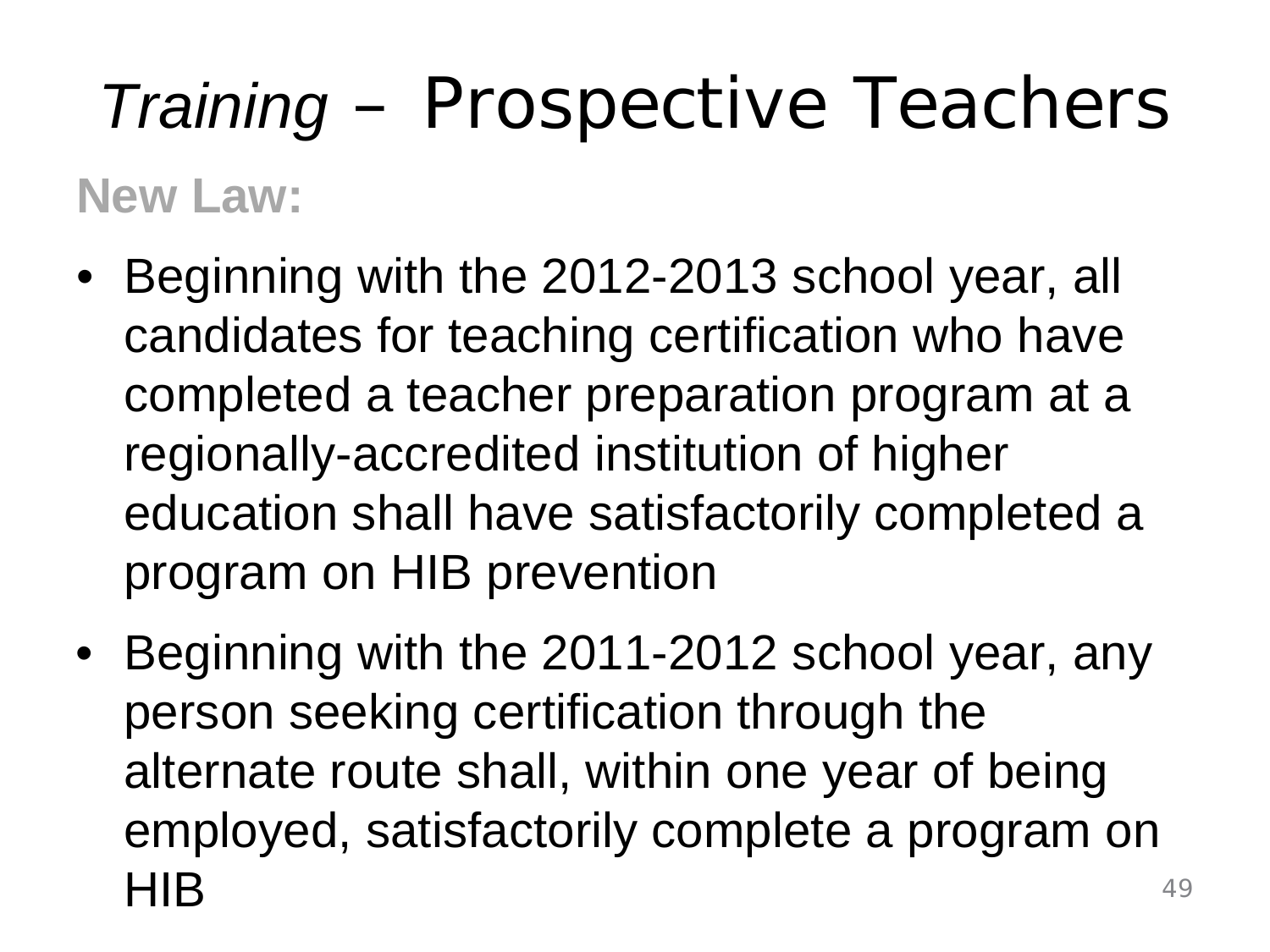# *Training* – Prospective Teachers

**New Law:**

- Beginning with the 2012-2013 school year, all candidates for teaching certification who have completed a teacher preparation program at a regionally-accredited institution of higher education shall have satisfactorily completed a program on HIB prevention
- Beginning with the 2011-2012 school year, any person seeking certification through the alternate route shall, within one year of being employed, satisfactorily complete a program on HIB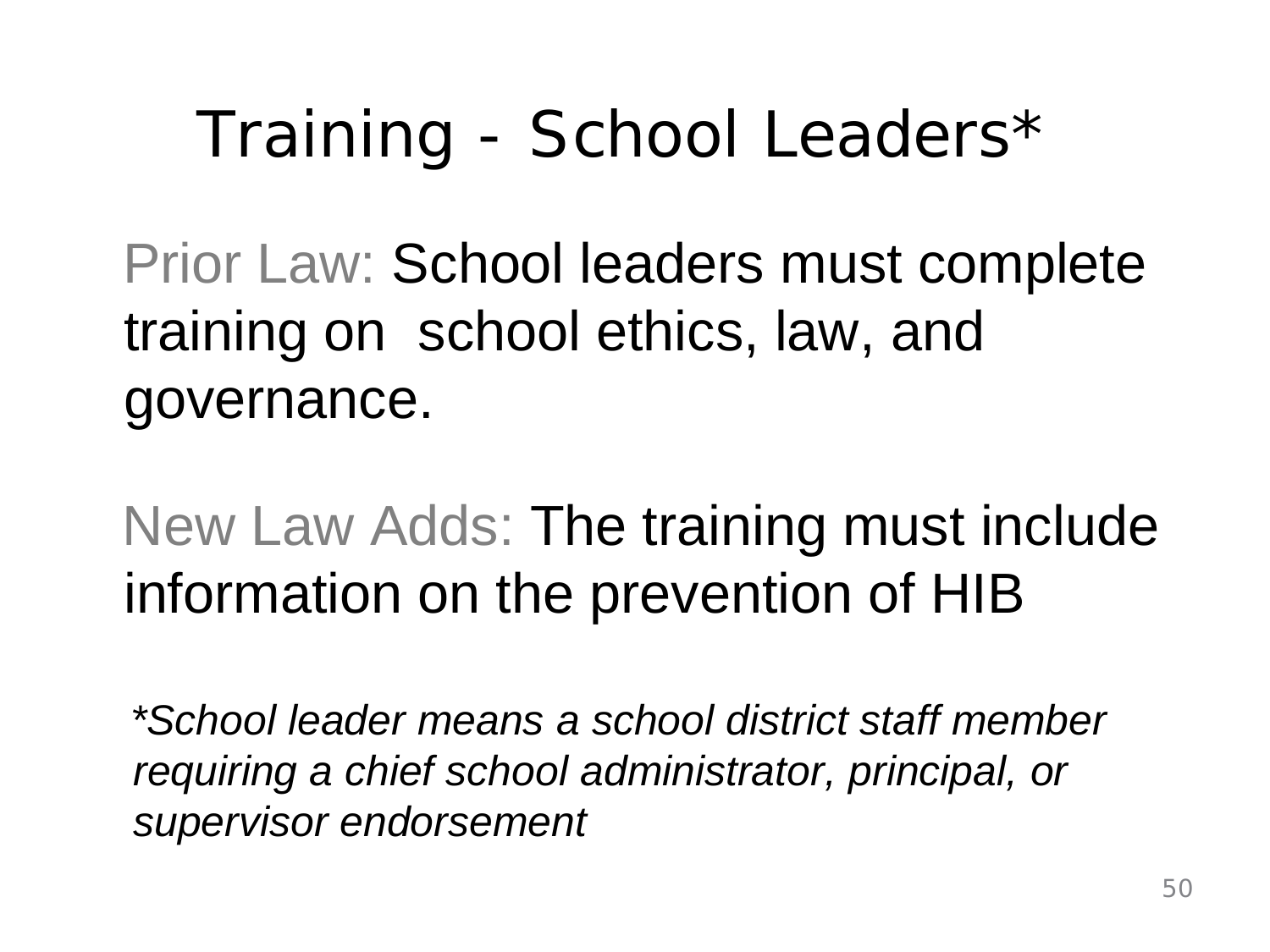# Training - School Leaders*

Prior Law: School leaders must complete training on school ethics, law, and governance.

New Law Adds: The training must include information on the prevention of HIB

*\*School leader means a school district staff member requiring a chief school administrator, principal, or supervisor endorsement*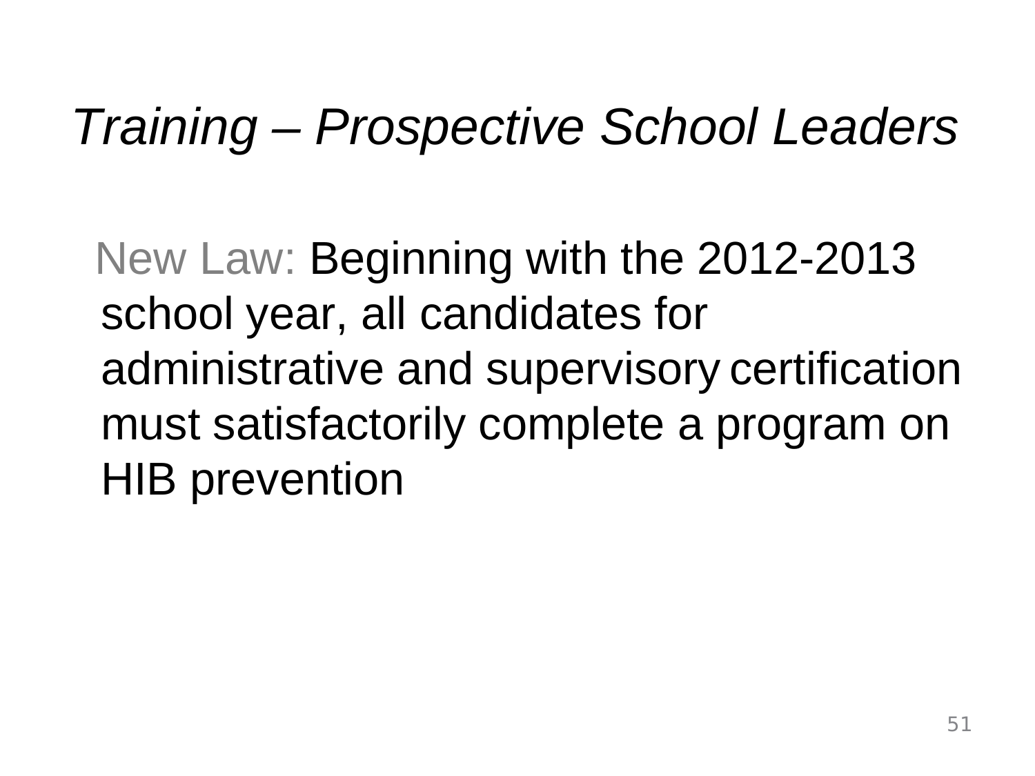# *Training – Prospective School Leaders*

New Law: Beginning with the 2012-2013 school year, all candidates for administrative and supervisory certification must satisfactorily complete a program on HIB prevention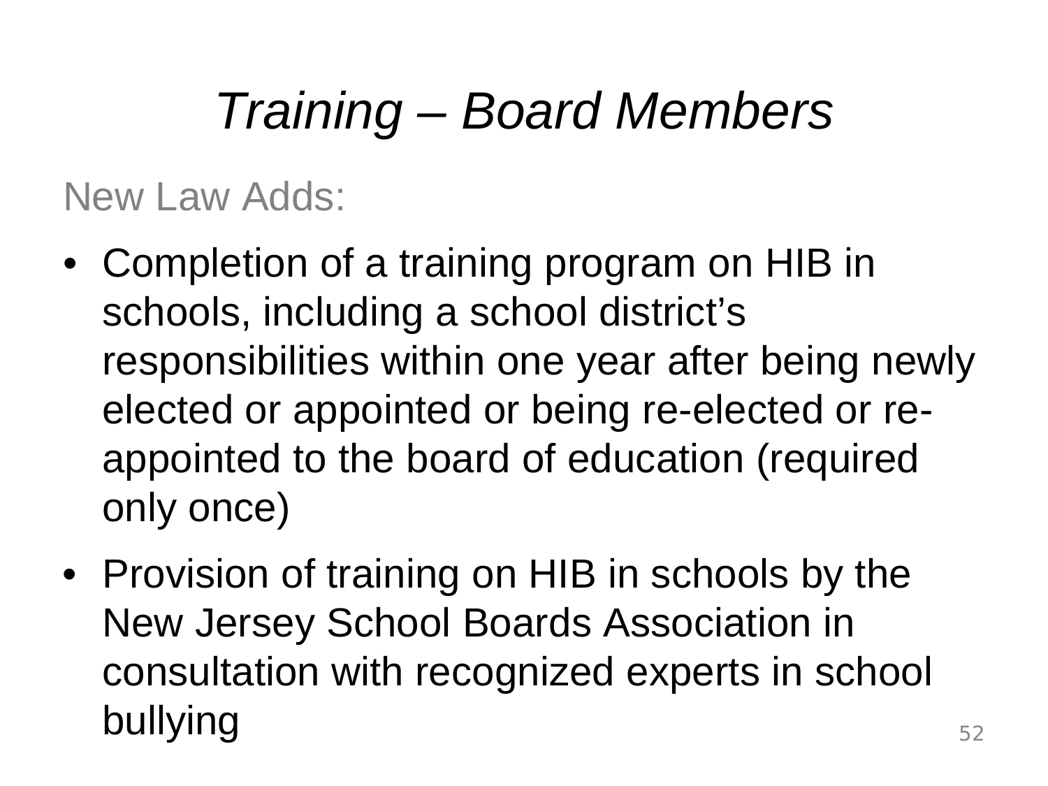# *Training – Board Members*

New Law Adds:

- Completion of a training program on HIB in schools, including a school district's responsibilities within one year after being newly elected or appointed or being re-elected or re-appointed to the board of education (required only once)
- Provision of training on HIB in schools by the New Jersey School Boards Association in consultation with recognized experts in school bullying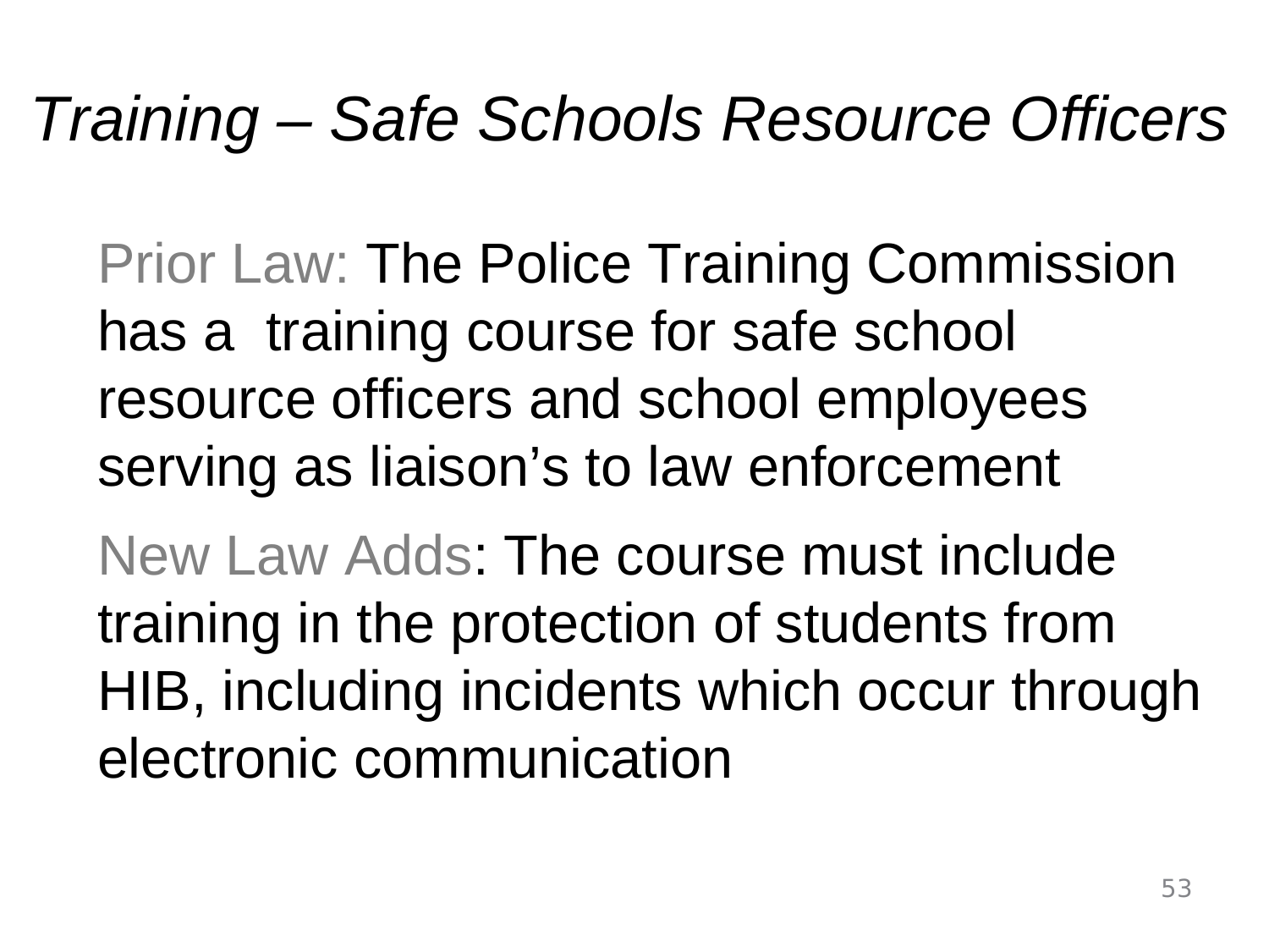# *Training – Safe Schools Resource Officers*

Prior Law: The Police Training Commission has a  training course for safe school resource officers and school employees serving as liaison's to law enforcement

New Law Adds: The course must include training in the protection of students from HIB, including incidents which occur through electronic communication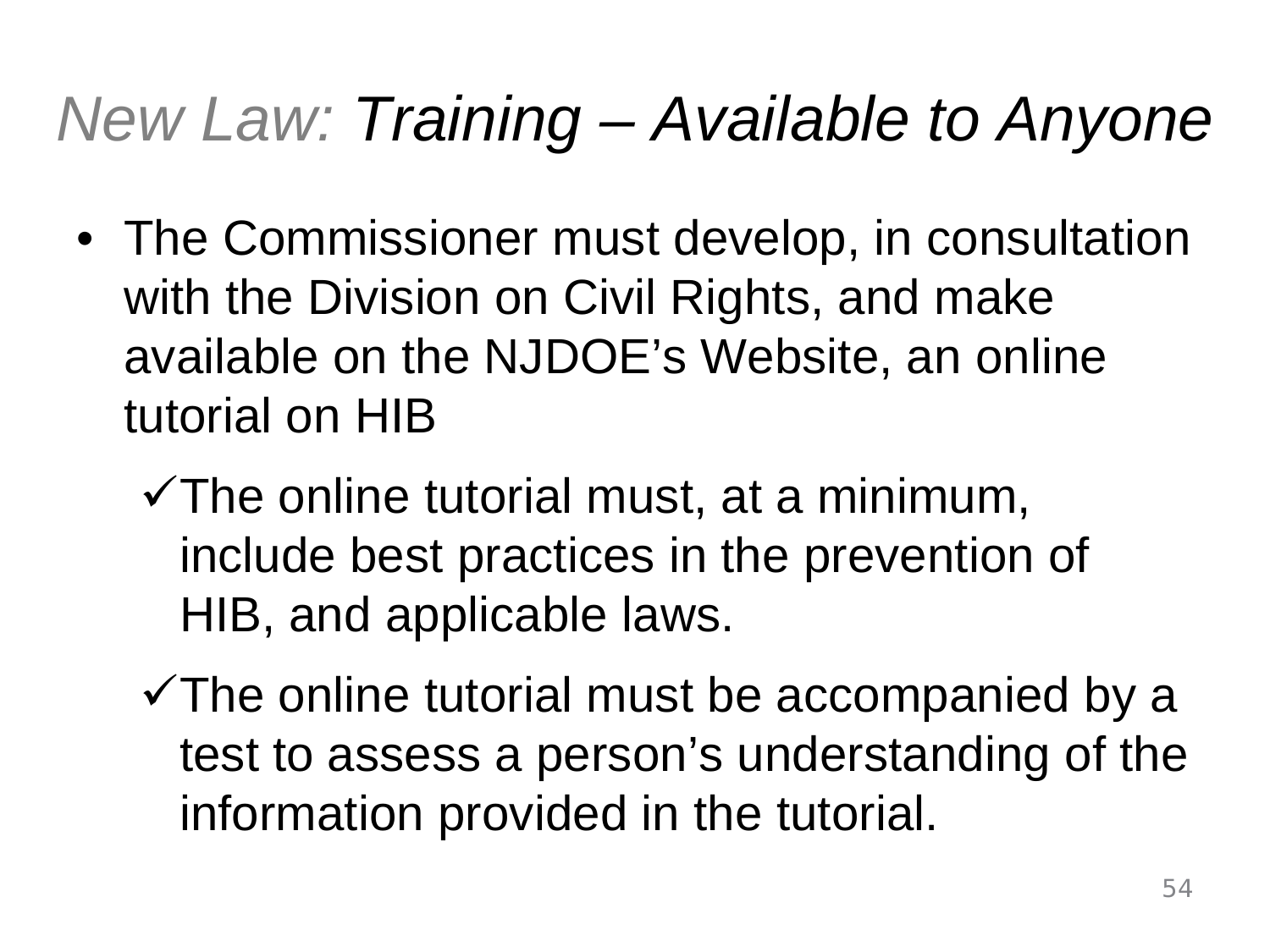# *New Law: Training – Available to Anyone*

- The Commissioner must develop, in consultation with the Division on Civil Rights, and make available on the NJDOE's Website, an online tutorial on HIB
  - ✓ The online tutorial must, at a minimum, include best practices in the prevention of HIB, and applicable laws.
  - ✓ The online tutorial must be accompanied by a test to assess a person's understanding of the information provided in the tutorial.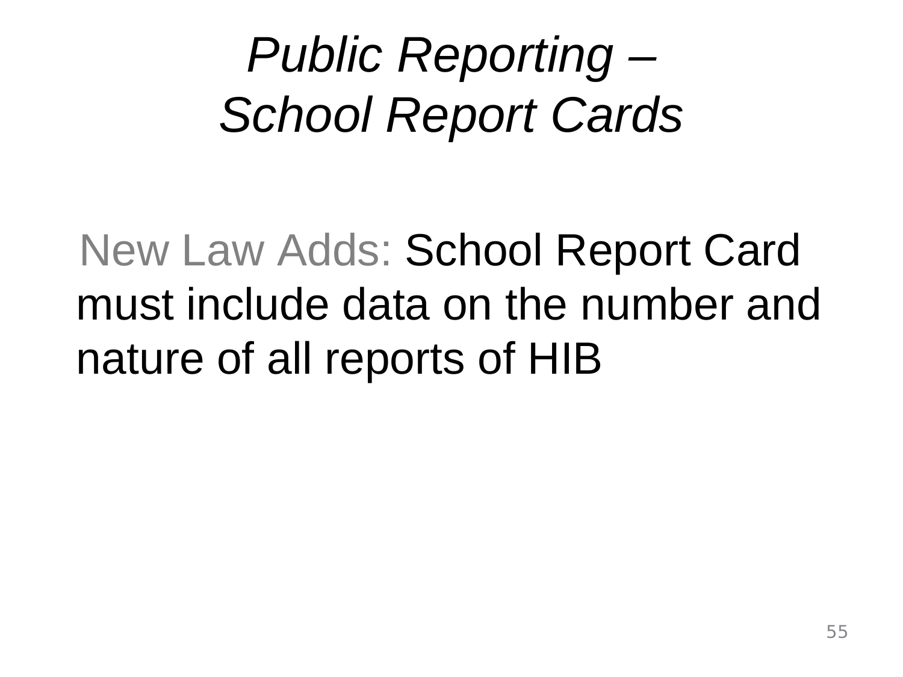# *Public Reporting – School Report Cards*

New Law Adds: School Report Card must include data on the number and nature of all reports of HIB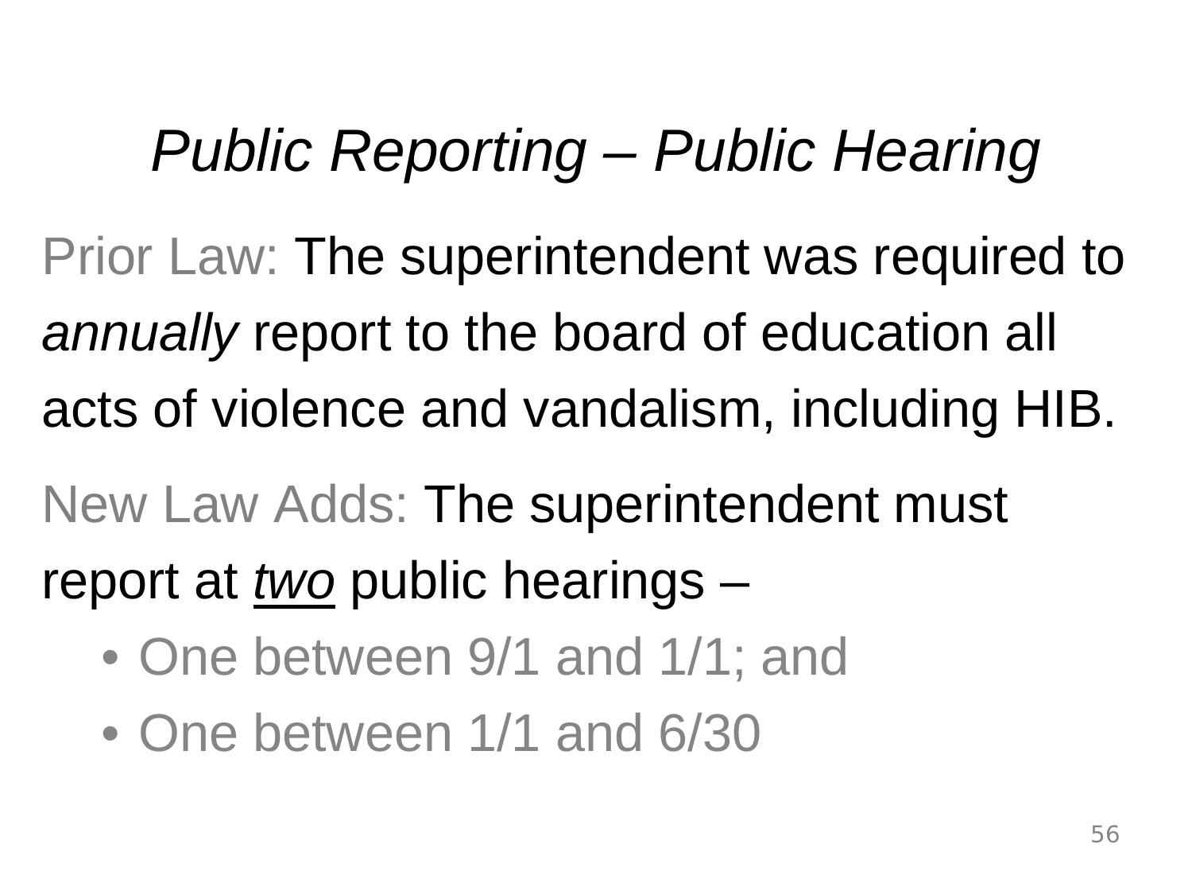# *Public Reporting – Public Hearing*

Prior Law: The superintendent was required to *annually* report to the board of education all acts of violence and vandalism, including HIB.

New Law Adds: The superintendent must report at *two* public hearings –

- One between 9/1 and 1/1; and
- One between 1/1 and 6/30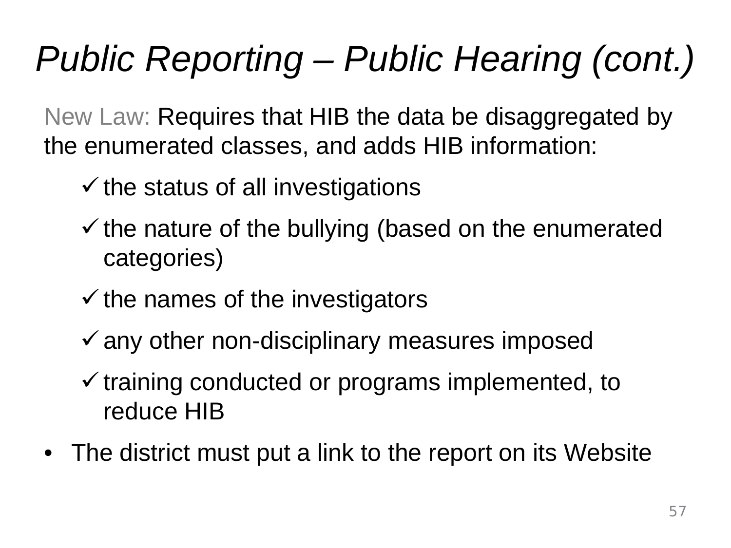# *Public Reporting – Public Hearing (cont.)*

New Law: Requires that HIB the data be disaggregated by the enumerated classes, and adds HIB information:

- ✓ the status of all investigations
- ✓ the nature of the bullying (based on the enumerated categories)
- ✓ the names of the investigators
- ✓ any other non-disciplinary measures imposed
- ✓ training conducted or programs implemented, to reduce HIB

- The district must put a link to the report on its Website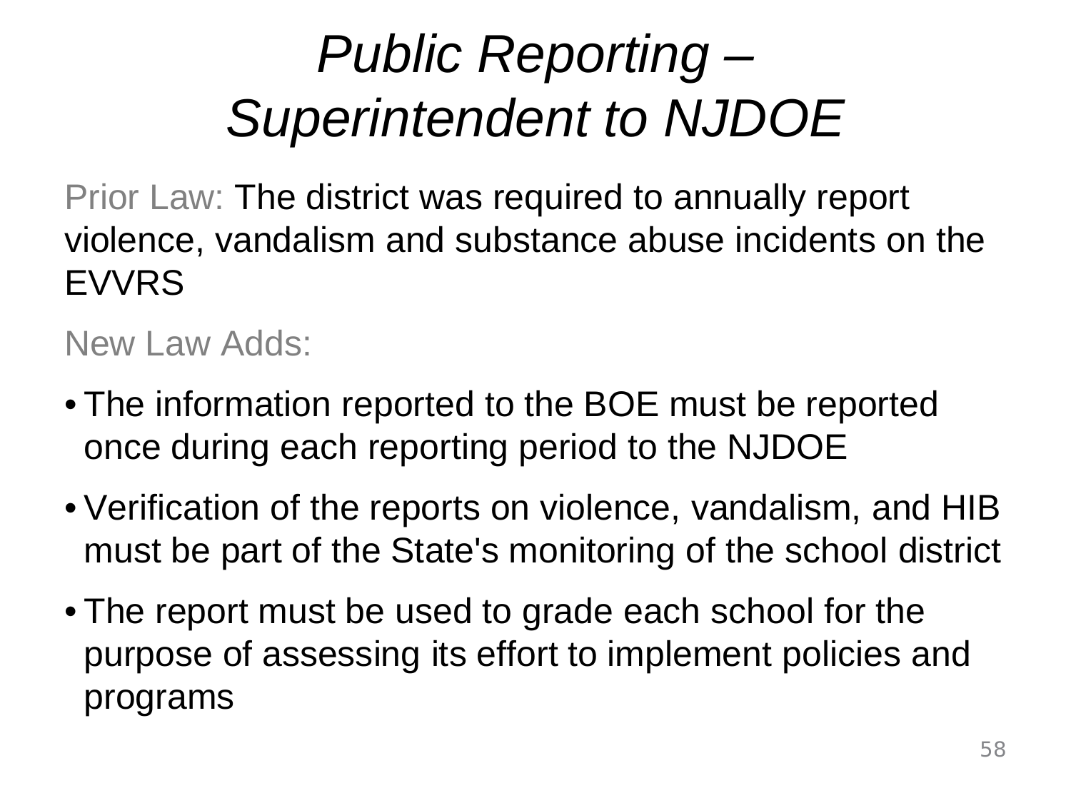# *Public Reporting – Superintendent to NJDOE*

Prior Law: The district was required to annually report violence, vandalism and substance abuse incidents on the EVVRS

New Law Adds:

- The information reported to the BOE must be reported once during each reporting period to the NJDOE
- Verification of the reports on violence, vandalism, and HIB must be part of the State's monitoring of the school district
- The report must be used to grade each school for the purpose of assessing its effort to implement policies and programs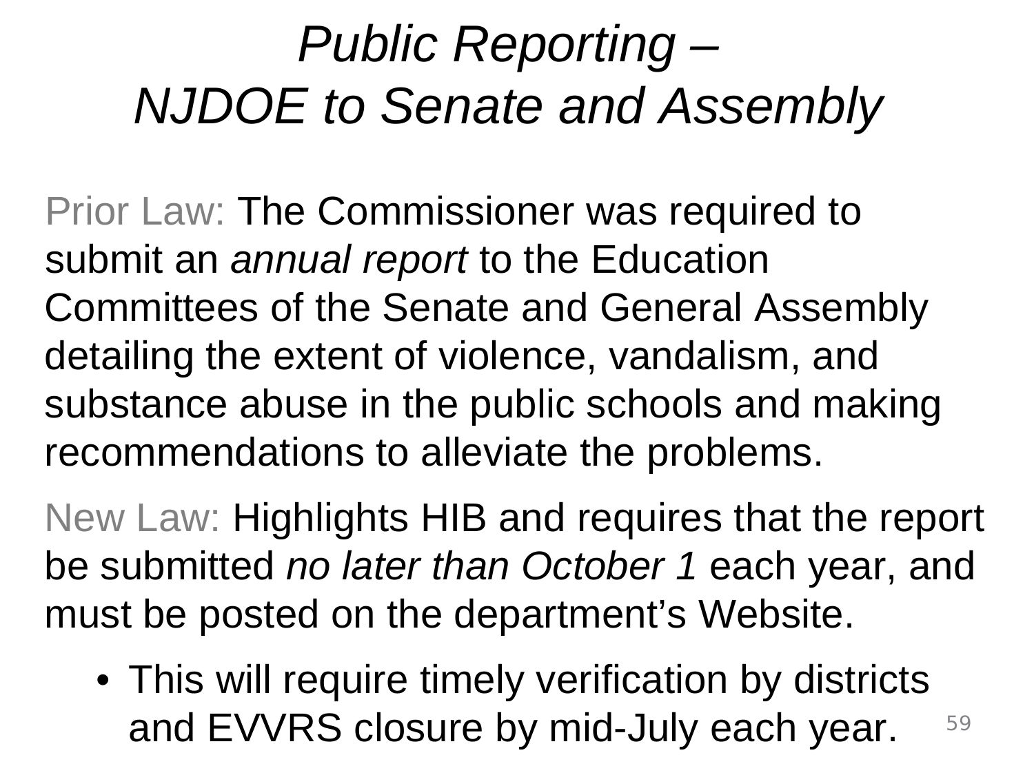# *Public Reporting – NJDOE to Senate and Assembly*

Prior Law: The Commissioner was required to submit an *annual report* to the Education Committees of the Senate and General Assembly detailing the extent of violence, vandalism, and substance abuse in the public schools and making recommendations to alleviate the problems.

New Law: Highlights HIB and requires that the report be submitted *no later than October 1* each year, and must be posted on the department's Website.

- This will require timely verification by districts and EVVRS closure by mid-July each year.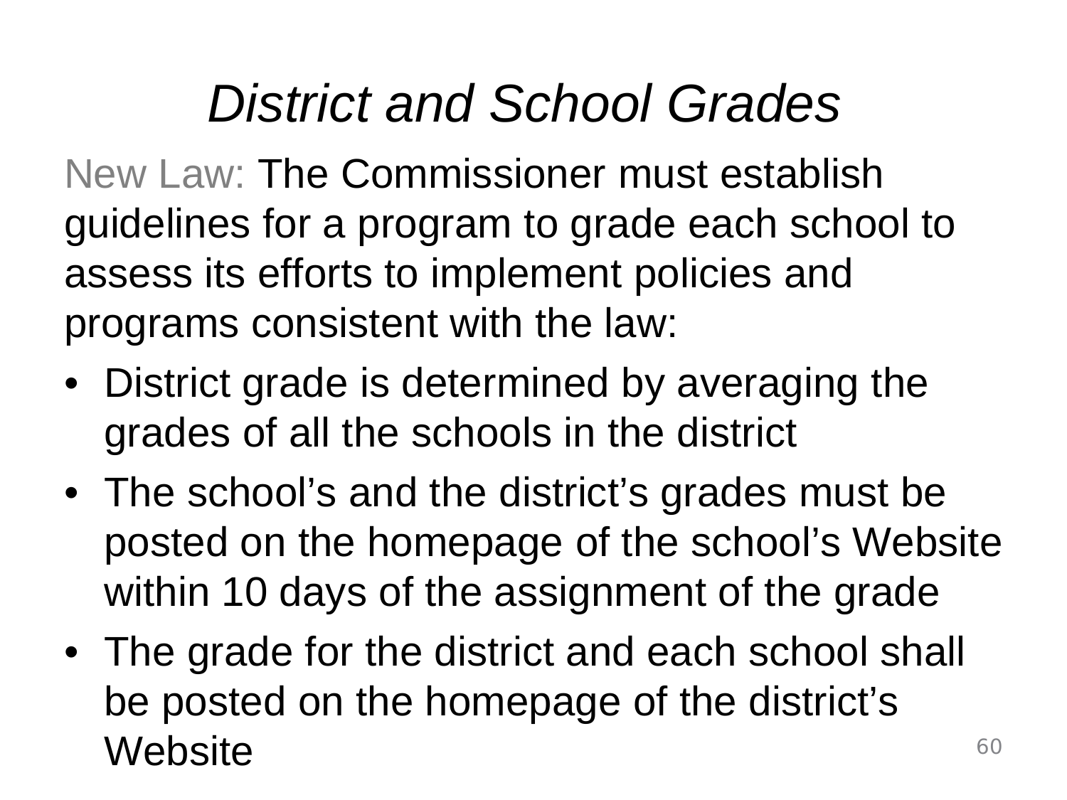# *District and School Grades*

New Law: The Commissioner must establish guidelines for a program to grade each school to assess its efforts to implement policies and programs consistent with the law:

- District grade is determined by averaging the grades of all the schools in the district
- The school's and the district's grades must be posted on the homepage of the school's Website within 10 days of the assignment of the grade
- The grade for the district and each school shall be posted on the homepage of the district's Website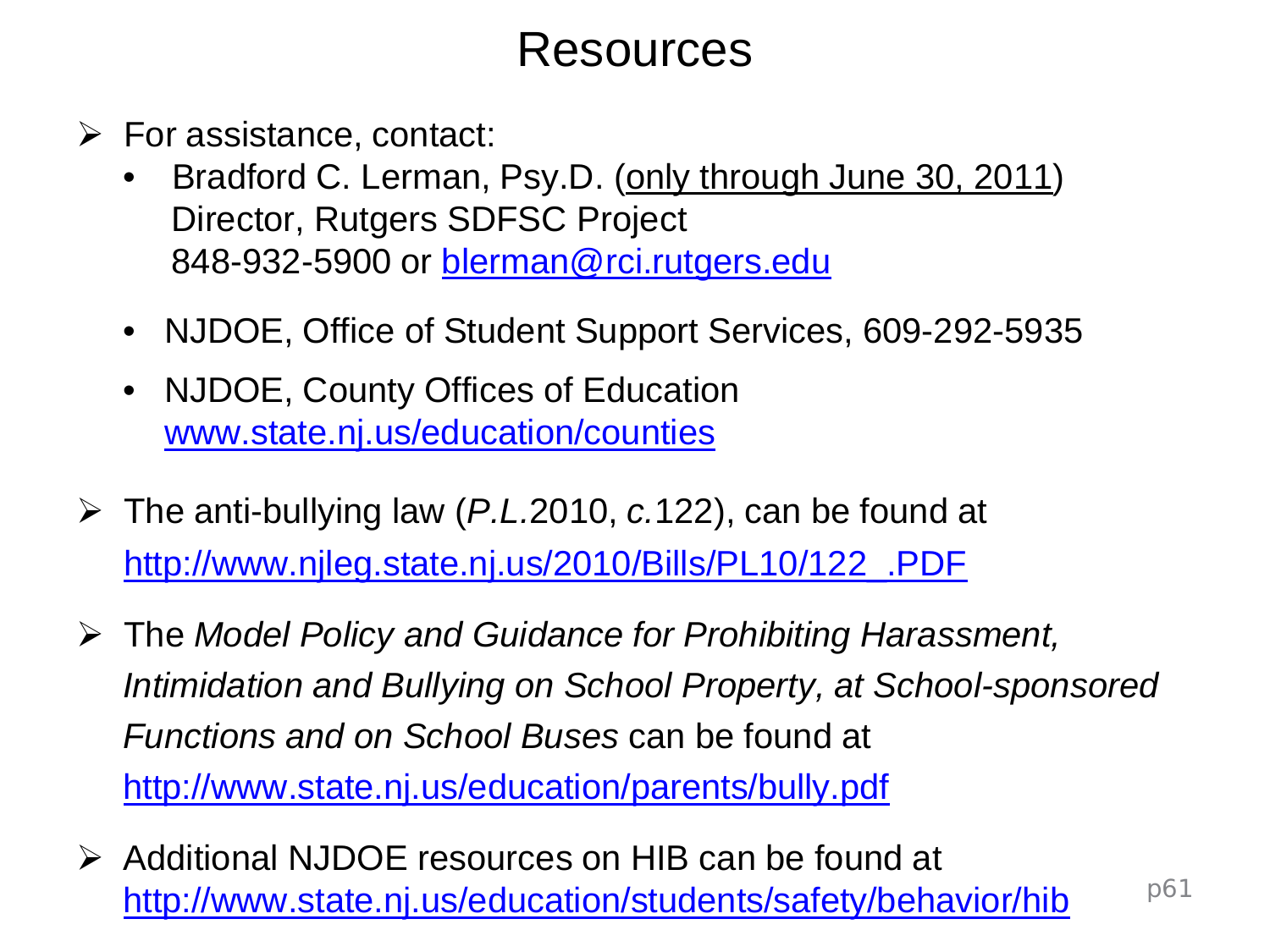# Resources

- For assistance, contact:
  - Bradford C. Lerman, Psy.D. (only through June 30, 2011)
    Director, Rutgers SDFSC Project
    848-932-5900 or blerman@rci.rutgers.edu
  - NJDOE, Office of Student Support Services, 609-292-5935
  - NJDOE, County Offices of Education
    www.state.nj.us/education/counties
- The anti-bullying law (*P.L.*2010, *c.*122), can be found at http://www.njleg.state.nj.us/2010/Bills/PL10/122_.PDF
- The *Model Policy and Guidance for Prohibiting Harassment, Intimidation and Bullying on School Property, at School-sponsored Functions and on School Buses* can be found at http://www.state.nj.us/education/parents/bully.pdf
- Additional NJDOE resources on HIB can be found at http://www.state.nj.us/education/students/safety/behavior/hib